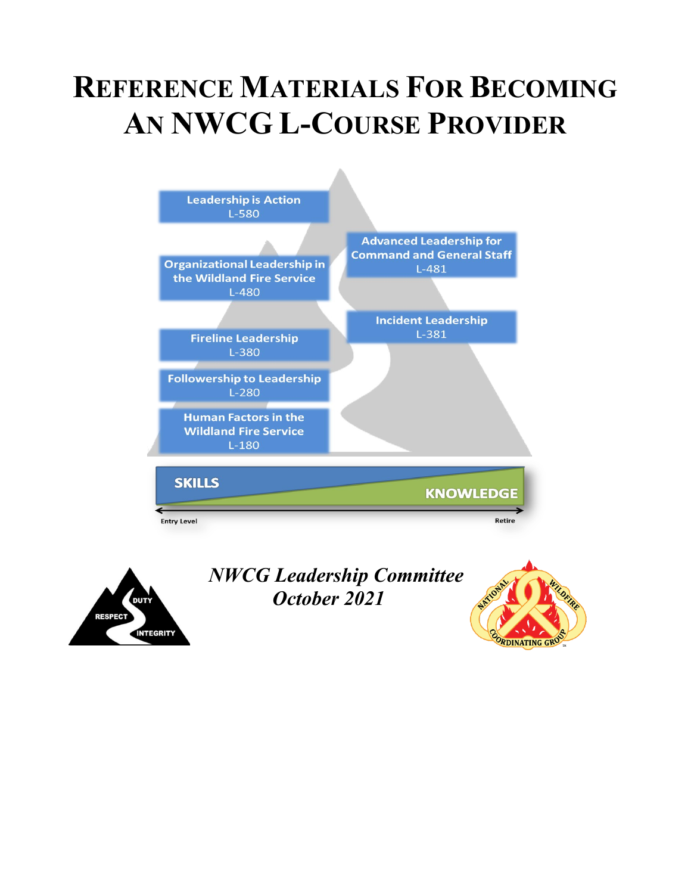# Reference Materials For Becoming An NWCG L-Course Provider

Leadership is Action
L-580

Advanced Leadership for Command and General Staff
L-481

Organizational Leadership in the Wildland Fire Service
L-480

Incident Leadership
L-381

Fireline Leadership
L-380

Followership to Leadership
L-280

Human Factors in the Wildland Fire Service
L-180

SKILLS

KNOWLEDGE

Entry Level

Retire

DUTY

RESPECT

INTEGRITY

*NWCG Leadership Committee*
*October 2021*

NATIONAL WILDFIRE COORDINATING GROUP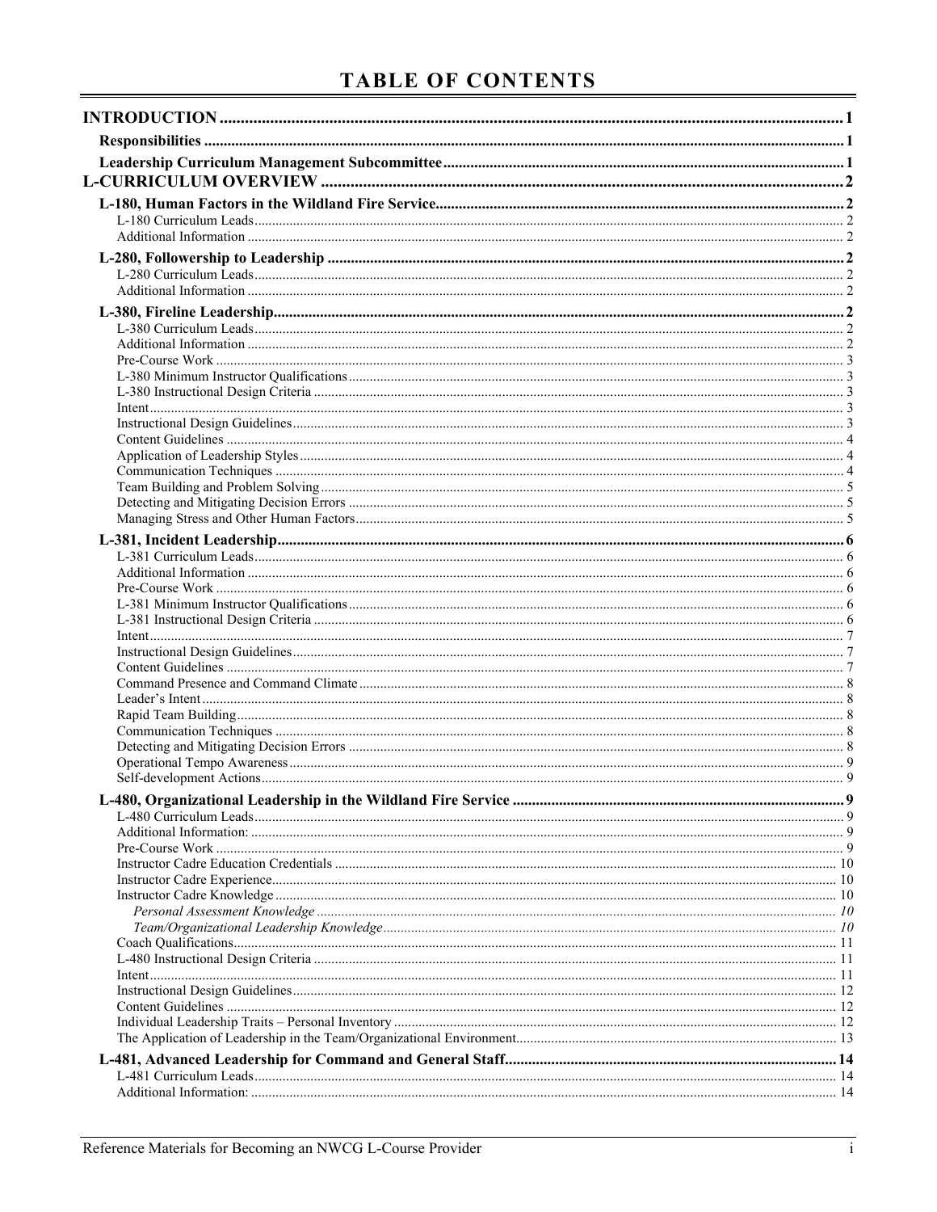# TABLE OF CONTENTS

**INTRODUCTION** ..... 1

**Responsibilities** ..... 1

**Leadership Curriculum Management Subcommittee** ..... 1

**L-CURRICULUM OVERVIEW** ..... 2

**L-180, Human Factors in the Wildland Fire Service** ..... 2
- L-180 Curriculum Leads ..... 2
- Additional Information ..... 2

**L-280, Followership to Leadership** ..... 2
- L-280 Curriculum Leads ..... 2
- Additional Information ..... 2

**L-380, Fireline Leadership** ..... 2
- L-380 Curriculum Leads ..... 2
- Additional Information ..... 2
- Pre-Course Work ..... 3
- L-380 Minimum Instructor Qualifications ..... 3
- L-380 Instructional Design Criteria ..... 3
- Intent ..... 3
- Instructional Design Guidelines ..... 3
- Content Guidelines ..... 4
- Application of Leadership Styles ..... 4
- Communication Techniques ..... 4
- Team Building and Problem Solving ..... 5
- Detecting and Mitigating Decision Errors ..... 5
- Managing Stress and Other Human Factors ..... 5

**L-381, Incident Leadership** ..... 6
- L-381 Curriculum Leads ..... 6
- Additional Information ..... 6
- Pre-Course Work ..... 6
- L-381 Minimum Instructor Qualifications ..... 6
- L-381 Instructional Design Criteria ..... 6
- Intent ..... 7
- Instructional Design Guidelines ..... 7
- Content Guidelines ..... 7
- Command Presence and Command Climate ..... 8
- Leader's Intent ..... 8
- Rapid Team Building ..... 8
- Communication Techniques ..... 8
- Detecting and Mitigating Decision Errors ..... 8
- Operational Tempo Awareness ..... 9
- Self-development Actions ..... 9

**L-480, Organizational Leadership in the Wildland Fire Service** ..... 9
- L-480 Curriculum Leads ..... 9
- Additional Information: ..... 9
- Pre-Course Work ..... 9
- Instructor Cadre Education Credentials ..... 10
- Instructor Cadre Experience ..... 10
- Instructor Cadre Knowledge ..... 10
  - *Personal Assessment Knowledge* ..... 10
  - *Team/Organizational Leadership Knowledge* ..... 10
- Coach Qualifications ..... 11
- L-480 Instructional Design Criteria ..... 11
- Intent ..... 11
- Instructional Design Guidelines ..... 12
- Content Guidelines ..... 12
- Individual Leadership Traits – Personal Inventory ..... 12
- The Application of Leadership in the Team/Organizational Environment ..... 13

**L-481, Advanced Leadership for Command and General Staff** ..... 14
- L-481 Curriculum Leads ..... 14
- Additional Information: ..... 14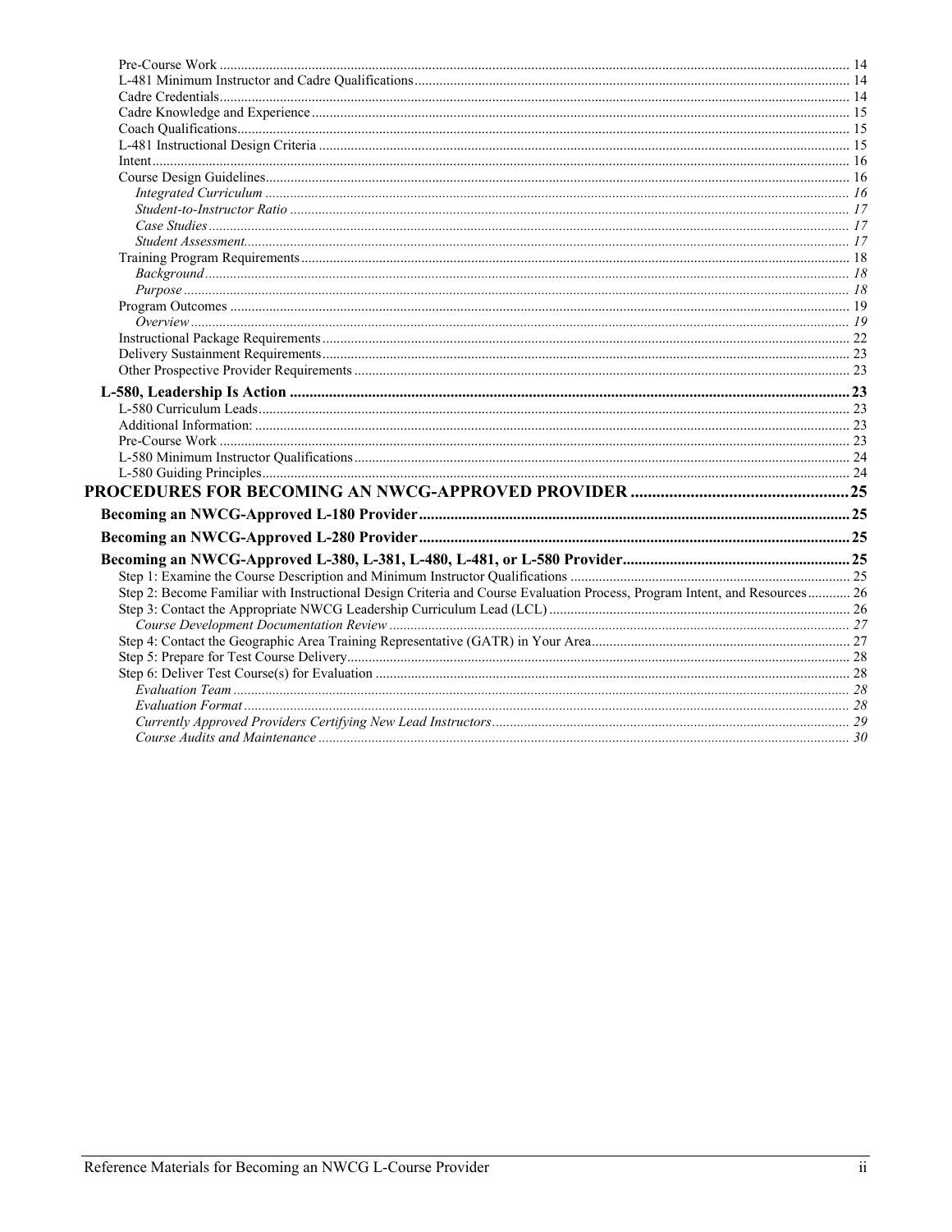Pre-Course Work ..... 14
L-481 Minimum Instructor and Cadre Qualifications ..... 14
Cadre Credentials ..... 14
Cadre Knowledge and Experience ..... 15
Coach Qualifications ..... 15
L-481 Instructional Design Criteria ..... 15
Intent ..... 16
Course Design Guidelines ..... 16
*Integrated Curriculum* ..... *16*
*Student-to-Instructor Ratio* ..... *17*
*Case Studies* ..... *17*
*Student Assessment* ..... *17*
Training Program Requirements ..... 18
*Background* ..... *18*
*Purpose* ..... *18*
Program Outcomes ..... 19
*Overview* ..... *19*
Instructional Package Requirements ..... 22
Delivery Sustainment Requirements ..... 23
Other Prospective Provider Requirements ..... 23

**L-580, Leadership Is Action ..... 23**
L-580 Curriculum Leads ..... 23
Additional Information: ..... 23
Pre-Course Work ..... 23
L-580 Minimum Instructor Qualifications ..... 24
L-580 Guiding Principles ..... 24

**PROCEDURES FOR BECOMING AN NWCG-APPROVED PROVIDER ..... 25**

**Becoming an NWCG-Approved L-180 Provider ..... 25**

**Becoming an NWCG-Approved L-280 Provider ..... 25**

**Becoming an NWCG-Approved L-380, L-381, L-480, L-481, or L-580 Provider ..... 25**
Step 1: Examine the Course Description and Minimum Instructor Qualifications ..... 25
Step 2: Become Familiar with Instructional Design Criteria and Course Evaluation Process, Program Intent, and Resources ..... 26
Step 3: Contact the Appropriate NWCG Leadership Curriculum Lead (LCL) ..... 26
*Course Development Documentation Review* ..... *27*
Step 4: Contact the Geographic Area Training Representative (GATR) in Your Area ..... 27
Step 5: Prepare for Test Course Delivery ..... 28
Step 6: Deliver Test Course(s) for Evaluation ..... 28
*Evaluation Team* ..... *28*
*Evaluation Format* ..... *28*
*Currently Approved Providers Certifying New Lead Instructors* ..... *29*
*Course Audits and Maintenance* ..... *30*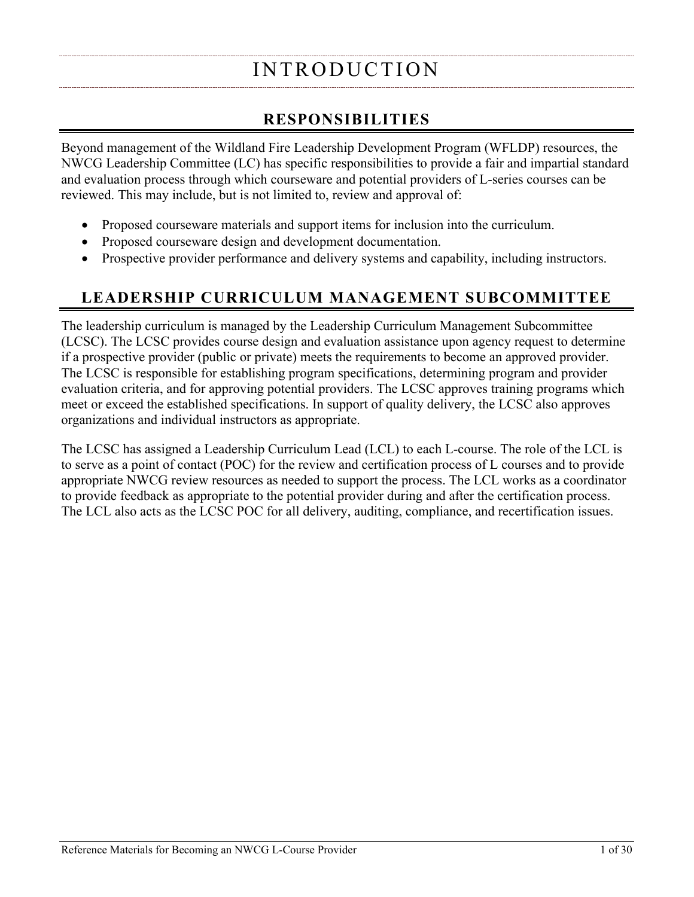# INTRODUCTION

## RESPONSIBILITIES

Beyond management of the Wildland Fire Leadership Development Program (WFLDP) resources, the NWCG Leadership Committee (LC) has specific responsibilities to provide a fair and impartial standard and evaluation process through which courseware and potential providers of L-series courses can be reviewed. This may include, but is not limited to, review and approval of:

- Proposed courseware materials and support items for inclusion into the curriculum.
- Proposed courseware design and development documentation.
- Prospective provider performance and delivery systems and capability, including instructors.

## LEADERSHIP CURRICULUM MANAGEMENT SUBCOMMITTEE

The leadership curriculum is managed by the Leadership Curriculum Management Subcommittee (LCSC). The LCSC provides course design and evaluation assistance upon agency request to determine if a prospective provider (public or private) meets the requirements to become an approved provider. The LCSC is responsible for establishing program specifications, determining program and provider evaluation criteria, and for approving potential providers. The LCSC approves training programs which meet or exceed the established specifications. In support of quality delivery, the LCSC also approves organizations and individual instructors as appropriate.

The LCSC has assigned a Leadership Curriculum Lead (LCL) to each L-course. The role of the LCL is to serve as a point of contact (POC) for the review and certification process of L courses and to provide appropriate NWCG review resources as needed to support the process. The LCL works as a coordinator to provide feedback as appropriate to the potential provider during and after the certification process. The LCL also acts as the LCSC POC for all delivery, auditing, compliance, and recertification issues.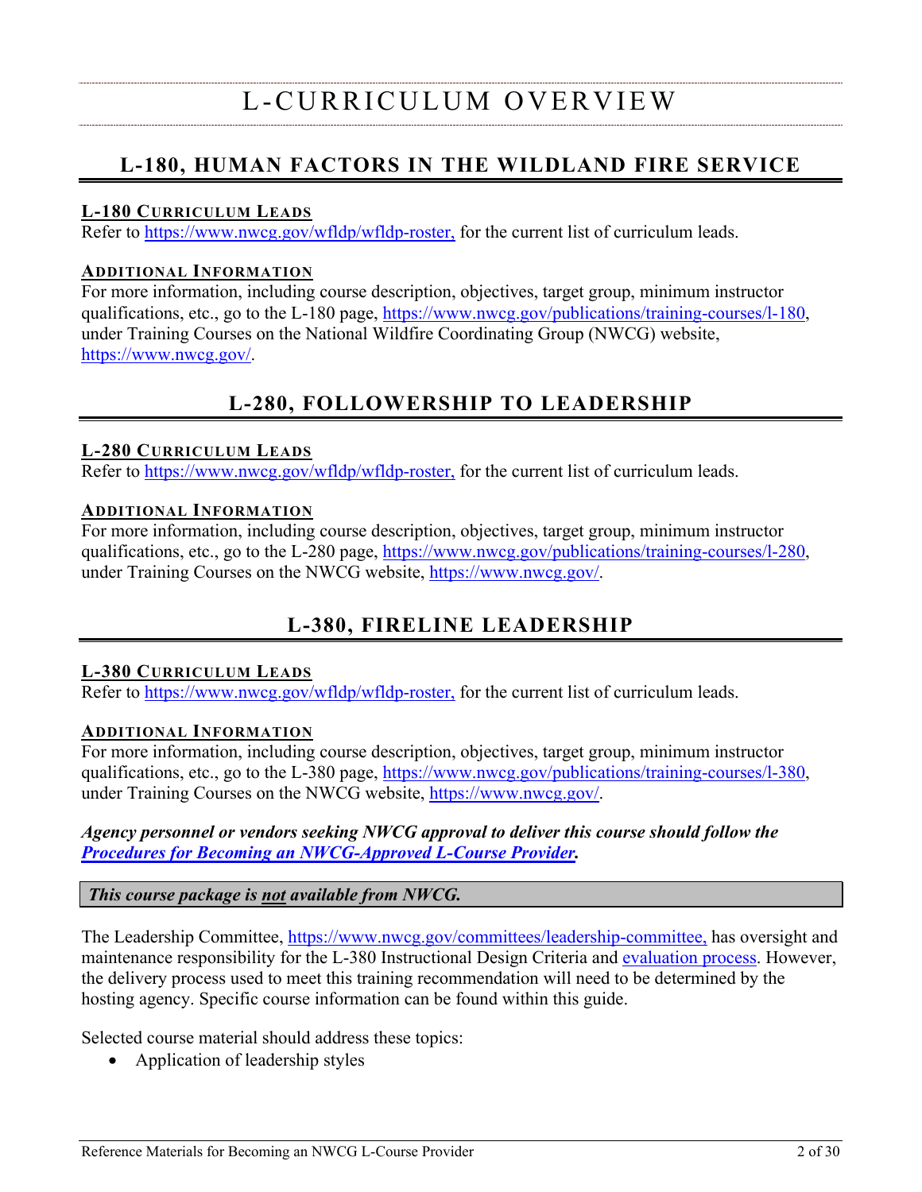# L-CURRICULUM OVERVIEW

## L-180, HUMAN FACTORS IN THE WILDLAND FIRE SERVICE

### L-180 CURRICULUM LEADS

Refer to https://www.nwcg.gov/wfldp/wfldp-roster, for the current list of curriculum leads.

### ADDITIONAL INFORMATION

For more information, including course description, objectives, target group, minimum instructor qualifications, etc., go to the L-180 page, https://www.nwcg.gov/publications/training-courses/l-180, under Training Courses on the National Wildfire Coordinating Group (NWCG) website, https://www.nwcg.gov/.

## L-280, FOLLOWERSHIP TO LEADERSHIP

### L-280 CURRICULUM LEADS

Refer to https://www.nwcg.gov/wfldp/wfldp-roster, for the current list of curriculum leads.

### ADDITIONAL INFORMATION

For more information, including course description, objectives, target group, minimum instructor qualifications, etc., go to the L-280 page, https://www.nwcg.gov/publications/training-courses/l-280, under Training Courses on the NWCG website, https://www.nwcg.gov/.

## L-380, FIRELINE LEADERSHIP

### L-380 CURRICULUM LEADS

Refer to https://www.nwcg.gov/wfldp/wfldp-roster, for the current list of curriculum leads.

### ADDITIONAL INFORMATION

For more information, including course description, objectives, target group, minimum instructor qualifications, etc., go to the L-380 page, https://www.nwcg.gov/publications/training-courses/l-380, under Training Courses on the NWCG website, https://www.nwcg.gov/.

***Agency personnel or vendors seeking NWCG approval to deliver this course should follow the Procedures for Becoming an NWCG-Approved L-Course Provider.***

> ***This course package is not available from NWCG.***

The Leadership Committee, https://www.nwcg.gov/committees/leadership-committee, has oversight and maintenance responsibility for the L-380 Instructional Design Criteria and evaluation process. However, the delivery process used to meet this training recommendation will need to be determined by the hosting agency. Specific course information can be found within this guide.

Selected course material should address these topics:

- Application of leadership styles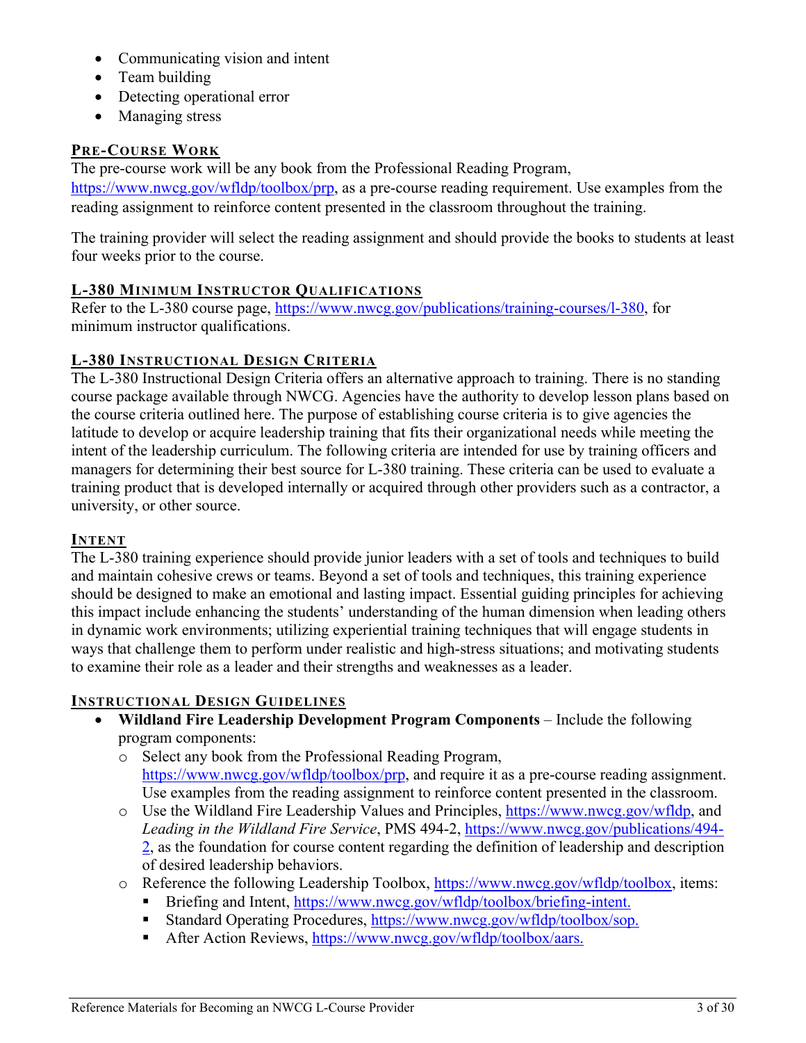- Communicating vision and intent
- Team building
- Detecting operational error
- Managing stress

## PRE-COURSE WORK

The pre-course work will be any book from the Professional Reading Program, https://www.nwcg.gov/wfldp/toolbox/prp, as a pre-course reading requirement. Use examples from the reading assignment to reinforce content presented in the classroom throughout the training.

The training provider will select the reading assignment and should provide the books to students at least four weeks prior to the course.

## L-380 MINIMUM INSTRUCTOR QUALIFICATIONS

Refer to the L-380 course page, https://www.nwcg.gov/publications/training-courses/l-380, for minimum instructor qualifications.

## L-380 INSTRUCTIONAL DESIGN CRITERIA

The L-380 Instructional Design Criteria offers an alternative approach to training. There is no standing course package available through NWCG. Agencies have the authority to develop lesson plans based on the course criteria outlined here. The purpose of establishing course criteria is to give agencies the latitude to develop or acquire leadership training that fits their organizational needs while meeting the intent of the leadership curriculum. The following criteria are intended for use by training officers and managers for determining their best source for L-380 training. These criteria can be used to evaluate a training product that is developed internally or acquired through other providers such as a contractor, a university, or other source.

## INTENT

The L-380 training experience should provide junior leaders with a set of tools and techniques to build and maintain cohesive crews or teams. Beyond a set of tools and techniques, this training experience should be designed to make an emotional and lasting impact. Essential guiding principles for achieving this impact include enhancing the students' understanding of the human dimension when leading others in dynamic work environments; utilizing experiential training techniques that will engage students in ways that challenge them to perform under realistic and high-stress situations; and motivating students to examine their role as a leader and their strengths and weaknesses as a leader.

## INSTRUCTIONAL DESIGN GUIDELINES

- **Wildland Fire Leadership Development Program Components** – Include the following program components:
  - Select any book from the Professional Reading Program, https://www.nwcg.gov/wfldp/toolbox/prp, and require it as a pre-course reading assignment. Use examples from the reading assignment to reinforce content presented in the classroom.
  - Use the Wildland Fire Leadership Values and Principles, https://www.nwcg.gov/wfldp, and *Leading in the Wildland Fire Service*, PMS 494-2, https://www.nwcg.gov/publications/494-2, as the foundation for course content regarding the definition of leadership and description of desired leadership behaviors.
  - Reference the following Leadership Toolbox, https://www.nwcg.gov/wfldp/toolbox, items:
    - Briefing and Intent, https://www.nwcg.gov/wfldp/toolbox/briefing-intent.
    - Standard Operating Procedures, https://www.nwcg.gov/wfldp/toolbox/sop.
    - After Action Reviews, https://www.nwcg.gov/wfldp/toolbox/aars.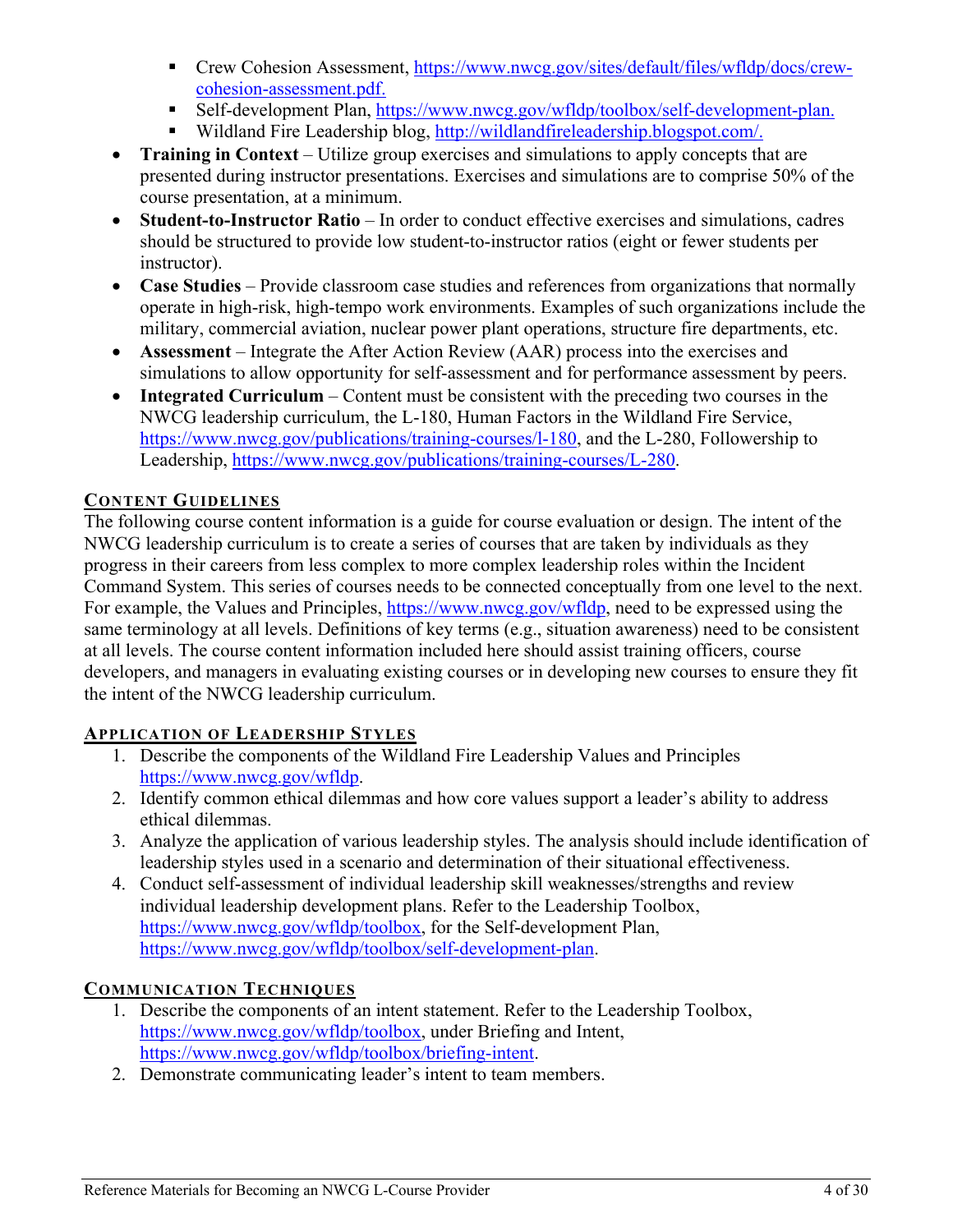- Crew Cohesion Assessment, https://www.nwcg.gov/sites/default/files/wfldp/docs/crew-cohesion-assessment.pdf.
    - Self-development Plan, https://www.nwcg.gov/wfldp/toolbox/self-development-plan.
    - Wildland Fire Leadership blog, http://wildlandfireleadership.blogspot.com/.
- **Training in Context** – Utilize group exercises and simulations to apply concepts that are presented during instructor presentations. Exercises and simulations are to comprise 50% of the course presentation, at a minimum.
- **Student-to-Instructor Ratio** – In order to conduct effective exercises and simulations, cadres should be structured to provide low student-to-instructor ratios (eight or fewer students per instructor).
- **Case Studies** – Provide classroom case studies and references from organizations that normally operate in high-risk, high-tempo work environments. Examples of such organizations include the military, commercial aviation, nuclear power plant operations, structure fire departments, etc.
- **Assessment** – Integrate the After Action Review (AAR) process into the exercises and simulations to allow opportunity for self-assessment and for performance assessment by peers.
- **Integrated Curriculum** – Content must be consistent with the preceding two courses in the NWCG leadership curriculum, the L-180, Human Factors in the Wildland Fire Service, https://www.nwcg.gov/publications/training-courses/l-180, and the L-280, Followership to Leadership, https://www.nwcg.gov/publications/training-courses/L-280.

## CONTENT GUIDELINES

The following course content information is a guide for course evaluation or design. The intent of the NWCG leadership curriculum is to create a series of courses that are taken by individuals as they progress in their careers from less complex to more complex leadership roles within the Incident Command System. This series of courses needs to be connected conceptually from one level to the next. For example, the Values and Principles, https://www.nwcg.gov/wfldp, need to be expressed using the same terminology at all levels. Definitions of key terms (e.g., situation awareness) need to be consistent at all levels. The course content information included here should assist training officers, course developers, and managers in evaluating existing courses or in developing new courses to ensure they fit the intent of the NWCG leadership curriculum.

## APPLICATION OF LEADERSHIP STYLES

1. Describe the components of the Wildland Fire Leadership Values and Principles https://www.nwcg.gov/wfldp.
2. Identify common ethical dilemmas and how core values support a leader's ability to address ethical dilemmas.
3. Analyze the application of various leadership styles. The analysis should include identification of leadership styles used in a scenario and determination of their situational effectiveness.
4. Conduct self-assessment of individual leadership skill weaknesses/strengths and review individual leadership development plans. Refer to the Leadership Toolbox, https://www.nwcg.gov/wfldp/toolbox, for the Self-development Plan, https://www.nwcg.gov/wfldp/toolbox/self-development-plan.

## COMMUNICATION TECHNIQUES

1. Describe the components of an intent statement. Refer to the Leadership Toolbox, https://www.nwcg.gov/wfldp/toolbox, under Briefing and Intent, https://www.nwcg.gov/wfldp/toolbox/briefing-intent.
2. Demonstrate communicating leader's intent to team members.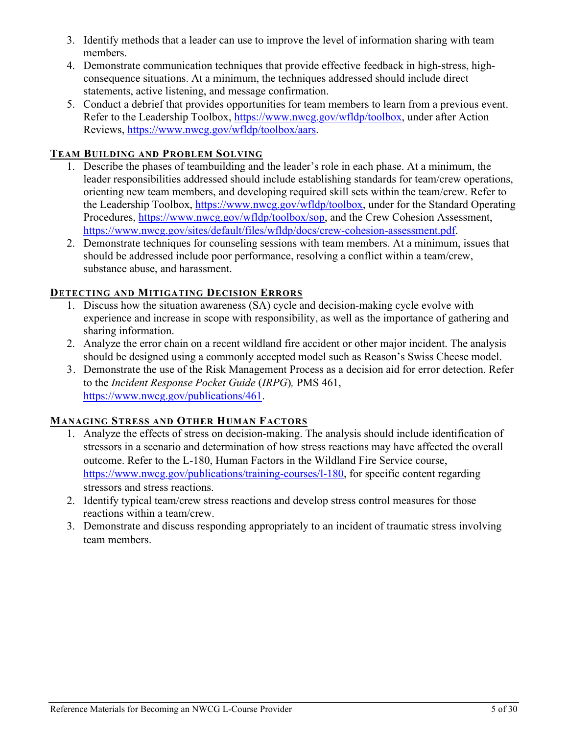3. Identify methods that a leader can use to improve the level of information sharing with team members.
4. Demonstrate communication techniques that provide effective feedback in high-stress, high-consequence situations. At a minimum, the techniques addressed should include direct statements, active listening, and message confirmation.
5. Conduct a debrief that provides opportunities for team members to learn from a previous event. Refer to the Leadership Toolbox, https://www.nwcg.gov/wfldp/toolbox, under after Action Reviews, https://www.nwcg.gov/wfldp/toolbox/aars.

### Team Building and Problem Solving

1. Describe the phases of teambuilding and the leader's role in each phase. At a minimum, the leader responsibilities addressed should include establishing standards for team/crew operations, orienting new team members, and developing required skill sets within the team/crew. Refer to the Leadership Toolbox, https://www.nwcg.gov/wfldp/toolbox, under for the Standard Operating Procedures, https://www.nwcg.gov/wfldp/toolbox/sop, and the Crew Cohesion Assessment, https://www.nwcg.gov/sites/default/files/wfldp/docs/crew-cohesion-assessment.pdf.
2. Demonstrate techniques for counseling sessions with team members. At a minimum, issues that should be addressed include poor performance, resolving a conflict within a team/crew, substance abuse, and harassment.

### Detecting and Mitigating Decision Errors

1. Discuss how the situation awareness (SA) cycle and decision-making cycle evolve with experience and increase in scope with responsibility, as well as the importance of gathering and sharing information.
2. Analyze the error chain on a recent wildland fire accident or other major incident. The analysis should be designed using a commonly accepted model such as Reason's Swiss Cheese model.
3. Demonstrate the use of the Risk Management Process as a decision aid for error detection. Refer to the *Incident Response Pocket Guide* (*IRPG*)*,* PMS 461, https://www.nwcg.gov/publications/461.

### Managing Stress and Other Human Factors

1. Analyze the effects of stress on decision-making. The analysis should include identification of stressors in a scenario and determination of how stress reactions may have affected the overall outcome. Refer to the L-180, Human Factors in the Wildland Fire Service course, https://www.nwcg.gov/publications/training-courses/l-180, for specific content regarding stressors and stress reactions.
2. Identify typical team/crew stress reactions and develop stress control measures for those reactions within a team/crew.
3. Demonstrate and discuss responding appropriately to an incident of traumatic stress involving team members.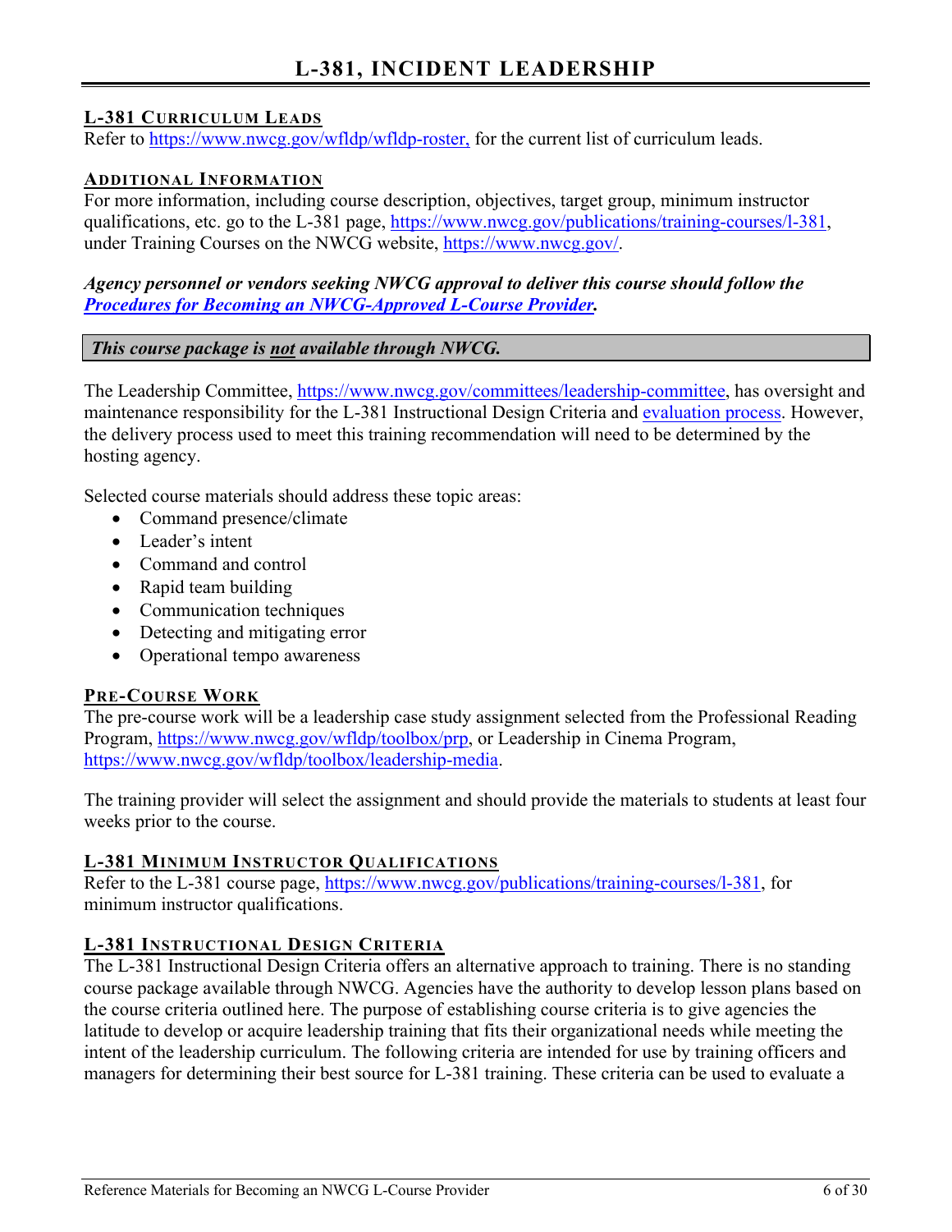# L-381, INCIDENT LEADERSHIP

## L-381 CURRICULUM LEADS

Refer to https://www.nwcg.gov/wfldp/wfldp-roster, for the current list of curriculum leads.

## ADDITIONAL INFORMATION

For more information, including course description, objectives, target group, minimum instructor qualifications, etc. go to the L-381 page, https://www.nwcg.gov/publications/training-courses/l-381, under Training Courses on the NWCG website, https://www.nwcg.gov/.

***Agency personnel or vendors seeking NWCG approval to deliver this course should follow the Procedures for Becoming an NWCG-Approved L-Course Provider.***

***This course package is not available through NWCG.***

The Leadership Committee, https://www.nwcg.gov/committees/leadership-committee, has oversight and maintenance responsibility for the L-381 Instructional Design Criteria and evaluation process. However, the delivery process used to meet this training recommendation will need to be determined by the hosting agency.

Selected course materials should address these topic areas:

- Command presence/climate
- Leader's intent
- Command and control
- Rapid team building
- Communication techniques
- Detecting and mitigating error
- Operational tempo awareness

## PRE-COURSE WORK

The pre-course work will be a leadership case study assignment selected from the Professional Reading Program, https://www.nwcg.gov/wfldp/toolbox/prp, or Leadership in Cinema Program, https://www.nwcg.gov/wfldp/toolbox/leadership-media.

The training provider will select the assignment and should provide the materials to students at least four weeks prior to the course.

## L-381 MINIMUM INSTRUCTOR QUALIFICATIONS

Refer to the L-381 course page, https://www.nwcg.gov/publications/training-courses/l-381, for minimum instructor qualifications.

## L-381 INSTRUCTIONAL DESIGN CRITERIA

The L-381 Instructional Design Criteria offers an alternative approach to training. There is no standing course package available through NWCG. Agencies have the authority to develop lesson plans based on the course criteria outlined here. The purpose of establishing course criteria is to give agencies the latitude to develop or acquire leadership training that fits their organizational needs while meeting the intent of the leadership curriculum. The following criteria are intended for use by training officers and managers for determining their best source for L-381 training. These criteria can be used to evaluate a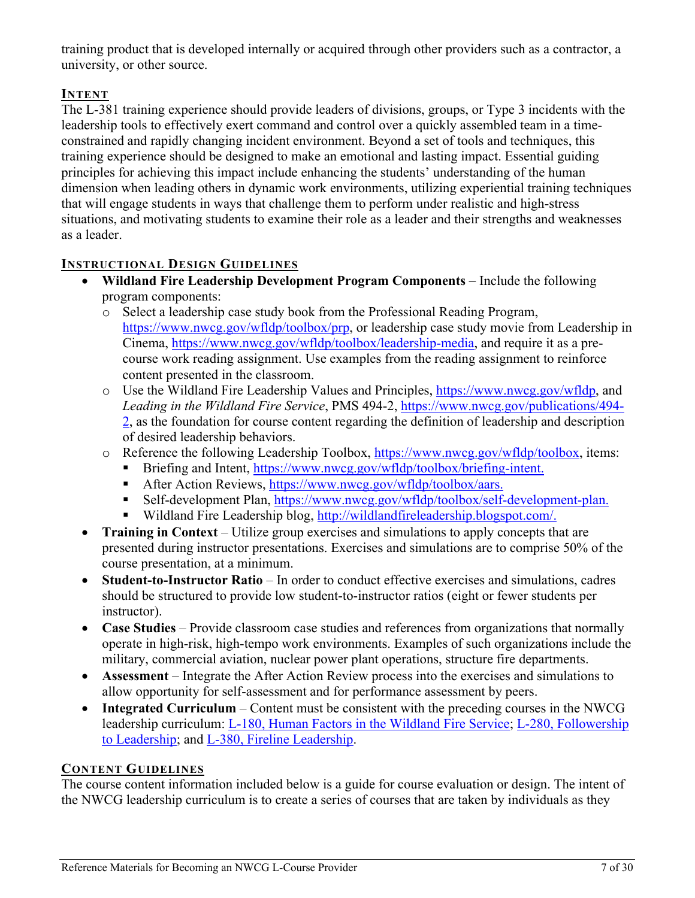training product that is developed internally or acquired through other providers such as a contractor, a university, or other source.

## INTENT

The L-381 training experience should provide leaders of divisions, groups, or Type 3 incidents with the leadership tools to effectively exert command and control over a quickly assembled team in a time-constrained and rapidly changing incident environment. Beyond a set of tools and techniques, this training experience should be designed to make an emotional and lasting impact. Essential guiding principles for achieving this impact include enhancing the students' understanding of the human dimension when leading others in dynamic work environments, utilizing experiential training techniques that will engage students in ways that challenge them to perform under realistic and high-stress situations, and motivating students to examine their role as a leader and their strengths and weaknesses as a leader.

## INSTRUCTIONAL DESIGN GUIDELINES

- **Wildland Fire Leadership Development Program Components** – Include the following program components:
  - Select a leadership case study book from the Professional Reading Program, https://www.nwcg.gov/wfldp/toolbox/prp, or leadership case study movie from Leadership in Cinema, https://www.nwcg.gov/wfldp/toolbox/leadership-media, and require it as a pre-course work reading assignment. Use examples from the reading assignment to reinforce content presented in the classroom.
  - Use the Wildland Fire Leadership Values and Principles, https://www.nwcg.gov/wfldp, and *Leading in the Wildland Fire Service*, PMS 494-2, https://www.nwcg.gov/publications/494-2, as the foundation for course content regarding the definition of leadership and description of desired leadership behaviors.
  - Reference the following Leadership Toolbox, https://www.nwcg.gov/wfldp/toolbox, items:
    - Briefing and Intent, https://www.nwcg.gov/wfldp/toolbox/briefing-intent.
    - After Action Reviews, https://www.nwcg.gov/wfldp/toolbox/aars.
    - Self-development Plan, https://www.nwcg.gov/wfldp/toolbox/self-development-plan.
    - Wildland Fire Leadership blog, http://wildlandfireleadership.blogspot.com/.
- **Training in Context** – Utilize group exercises and simulations to apply concepts that are presented during instructor presentations. Exercises and simulations are to comprise 50% of the course presentation, at a minimum.
- **Student-to-Instructor Ratio** – In order to conduct effective exercises and simulations, cadres should be structured to provide low student-to-instructor ratios (eight or fewer students per instructor).
- **Case Studies** – Provide classroom case studies and references from organizations that normally operate in high-risk, high-tempo work environments. Examples of such organizations include the military, commercial aviation, nuclear power plant operations, structure fire departments.
- **Assessment** – Integrate the After Action Review process into the exercises and simulations to allow opportunity for self-assessment and for performance assessment by peers.
- **Integrated Curriculum** – Content must be consistent with the preceding courses in the NWCG leadership curriculum: L-180, Human Factors in the Wildland Fire Service; L-280, Followership to Leadership; and L-380, Fireline Leadership.

## CONTENT GUIDELINES

The course content information included below is a guide for course evaluation or design. The intent of the NWCG leadership curriculum is to create a series of courses that are taken by individuals as they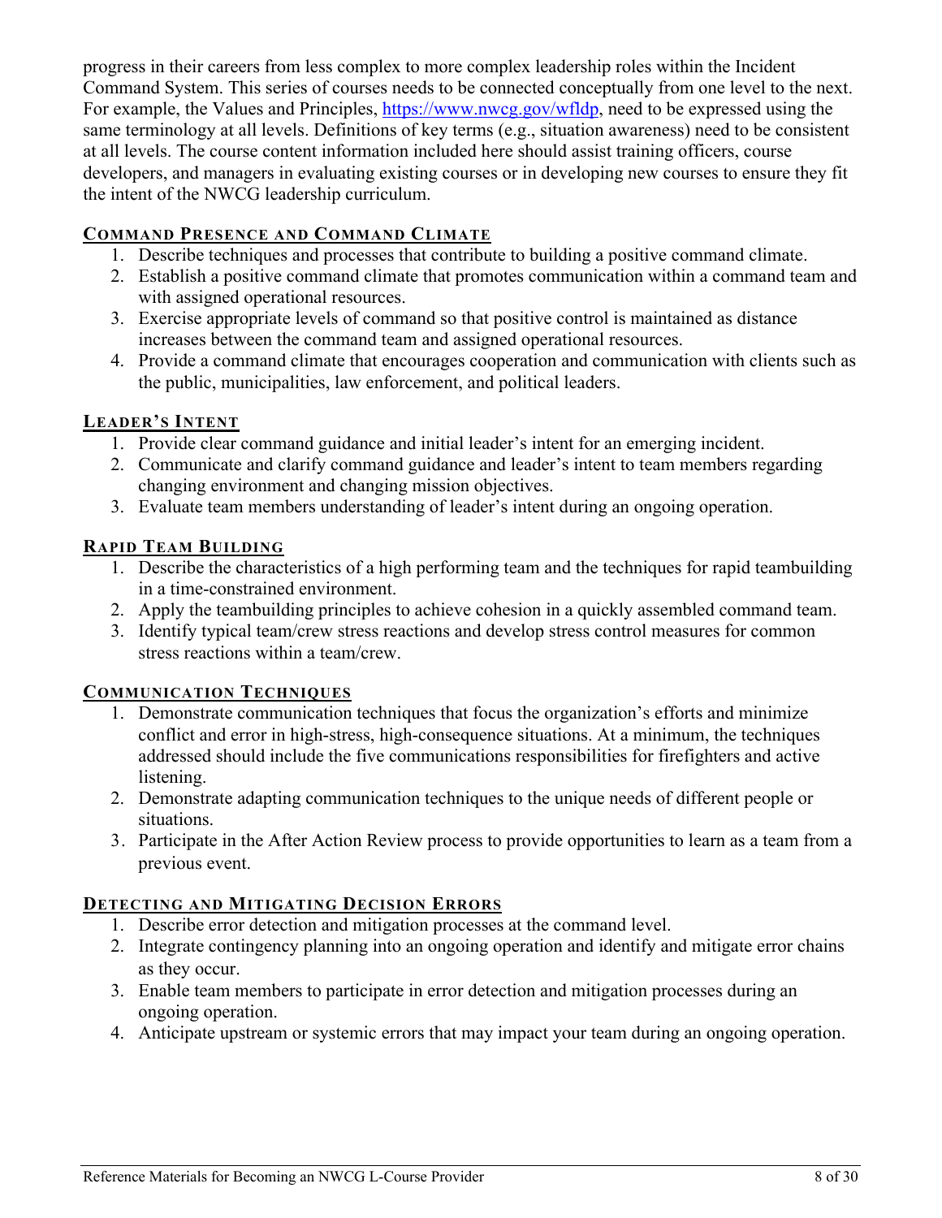progress in their careers from less complex to more complex leadership roles within the Incident Command System. This series of courses needs to be connected conceptually from one level to the next. For example, the Values and Principles, https://www.nwcg.gov/wfldp, need to be expressed using the same terminology at all levels. Definitions of key terms (e.g., situation awareness) need to be consistent at all levels. The course content information included here should assist training officers, course developers, and managers in evaluating existing courses or in developing new courses to ensure they fit the intent of the NWCG leadership curriculum.

### Command Presence and Command Climate

1. Describe techniques and processes that contribute to building a positive command climate.
2. Establish a positive command climate that promotes communication within a command team and with assigned operational resources.
3. Exercise appropriate levels of command so that positive control is maintained as distance increases between the command team and assigned operational resources.
4. Provide a command climate that encourages cooperation and communication with clients such as the public, municipalities, law enforcement, and political leaders.

### Leader's Intent

1. Provide clear command guidance and initial leader's intent for an emerging incident.
2. Communicate and clarify command guidance and leader's intent to team members regarding changing environment and changing mission objectives.
3. Evaluate team members understanding of leader's intent during an ongoing operation.

### Rapid Team Building

1. Describe the characteristics of a high performing team and the techniques for rapid teambuilding in a time-constrained environment.
2. Apply the teambuilding principles to achieve cohesion in a quickly assembled command team.
3. Identify typical team/crew stress reactions and develop stress control measures for common stress reactions within a team/crew.

### Communication Techniques

1. Demonstrate communication techniques that focus the organization's efforts and minimize conflict and error in high-stress, high-consequence situations. At a minimum, the techniques addressed should include the five communications responsibilities for firefighters and active listening.
2. Demonstrate adapting communication techniques to the unique needs of different people or situations.
3. Participate in the After Action Review process to provide opportunities to learn as a team from a previous event.

### Detecting and Mitigating Decision Errors

1. Describe error detection and mitigation processes at the command level.
2. Integrate contingency planning into an ongoing operation and identify and mitigate error chains as they occur.
3. Enable team members to participate in error detection and mitigation processes during an ongoing operation.
4. Anticipate upstream or systemic errors that may impact your team during an ongoing operation.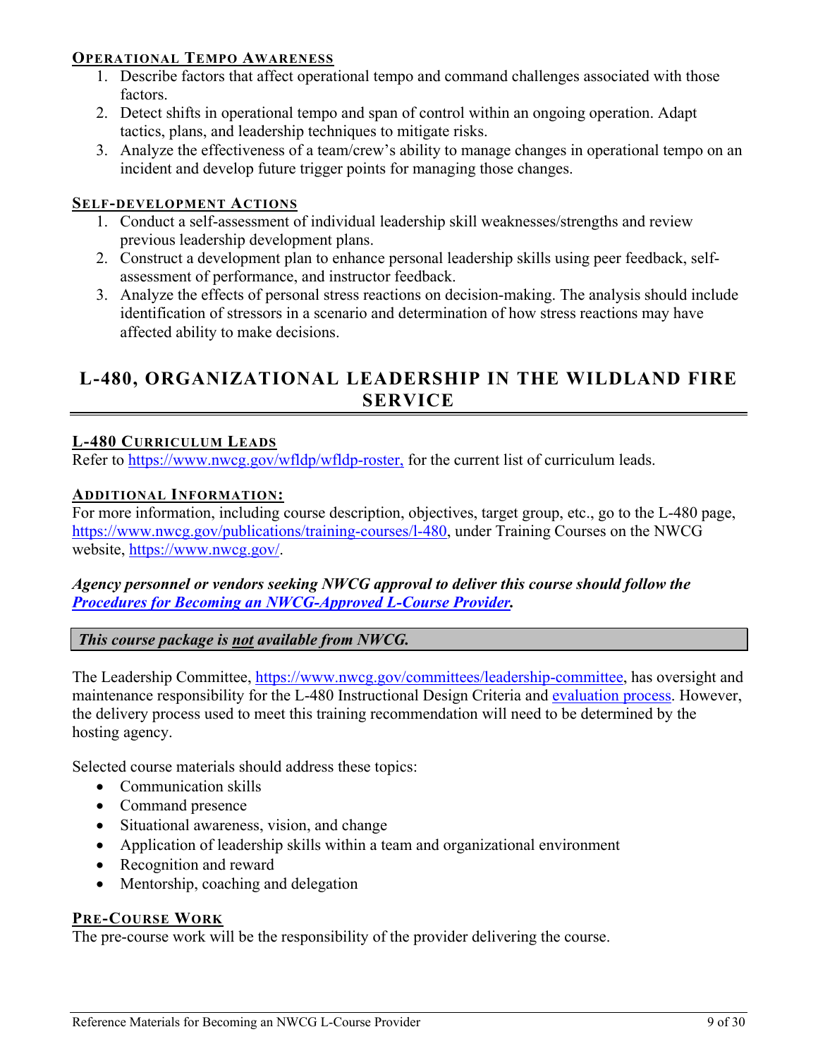#### Operational Tempo Awareness

1. Describe factors that affect operational tempo and command challenges associated with those factors.
2. Detect shifts in operational tempo and span of control within an ongoing operation. Adapt tactics, plans, and leadership techniques to mitigate risks.
3. Analyze the effectiveness of a team/crew's ability to manage changes in operational tempo on an incident and develop future trigger points for managing those changes.

#### Self-development Actions

1. Conduct a self-assessment of individual leadership skill weaknesses/strengths and review previous leadership development plans.
2. Construct a development plan to enhance personal leadership skills using peer feedback, self-assessment of performance, and instructor feedback.
3. Analyze the effects of personal stress reactions on decision-making. The analysis should include identification of stressors in a scenario and determination of how stress reactions may have affected ability to make decisions.

## L-480, Organizational Leadership in the Wildland Fire Service

#### L-480 Curriculum Leads

Refer to https://www.nwcg.gov/wfldp/wfldp-roster, for the current list of curriculum leads.

#### Additional Information:

For more information, including course description, objectives, target group, etc., go to the L-480 page, https://www.nwcg.gov/publications/training-courses/l-480, under Training Courses on the NWCG website, https://www.nwcg.gov/.

***Agency personnel or vendors seeking NWCG approval to deliver this course should follow the Procedures for Becoming an NWCG-Approved L-Course Provider.***

***This course package is not available from NWCG.***

The Leadership Committee, https://www.nwcg.gov/committees/leadership-committee, has oversight and maintenance responsibility for the L-480 Instructional Design Criteria and evaluation process. However, the delivery process used to meet this training recommendation will need to be determined by the hosting agency.

Selected course materials should address these topics:

- Communication skills
- Command presence
- Situational awareness, vision, and change
- Application of leadership skills within a team and organizational environment
- Recognition and reward
- Mentorship, coaching and delegation

#### Pre-Course Work

The pre-course work will be the responsibility of the provider delivering the course.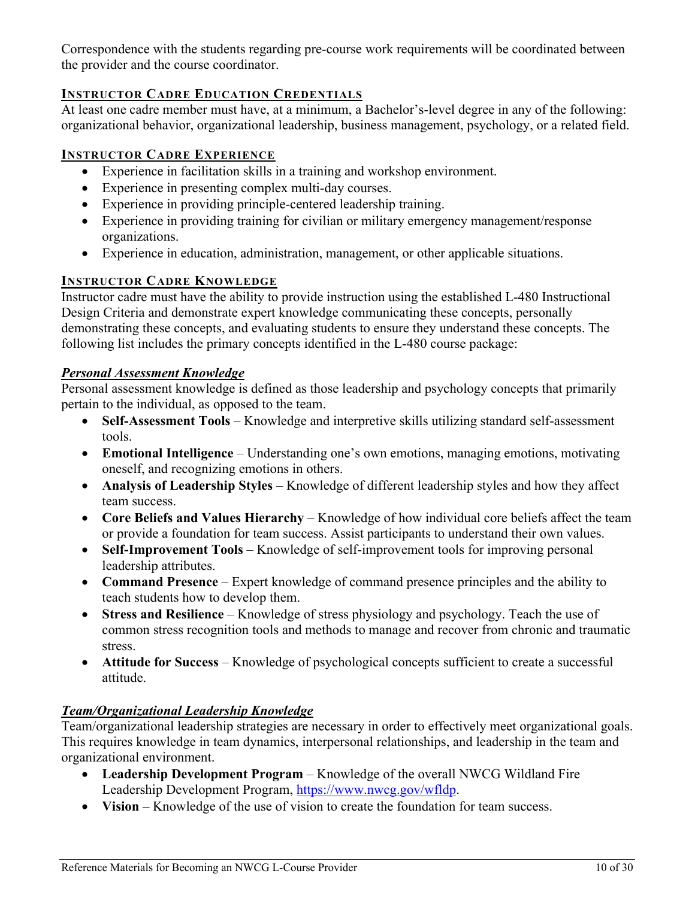Correspondence with the students regarding pre-course work requirements will be coordinated between the provider and the course coordinator.

## INSTRUCTOR CADRE EDUCATION CREDENTIALS

At least one cadre member must have, at a minimum, a Bachelor's-level degree in any of the following: organizational behavior, organizational leadership, business management, psychology, or a related field.

## INSTRUCTOR CADRE EXPERIENCE

- Experience in facilitation skills in a training and workshop environment.
- Experience in presenting complex multi-day courses.
- Experience in providing principle-centered leadership training.
- Experience in providing training for civilian or military emergency management/response organizations.
- Experience in education, administration, management, or other applicable situations.

## INSTRUCTOR CADRE KNOWLEDGE

Instructor cadre must have the ability to provide instruction using the established L-480 Instructional Design Criteria and demonstrate expert knowledge communicating these concepts, personally demonstrating these concepts, and evaluating students to ensure they understand these concepts. The following list includes the primary concepts identified in the L-480 course package:

### ***Personal Assessment Knowledge***

Personal assessment knowledge is defined as those leadership and psychology concepts that primarily pertain to the individual, as opposed to the team.

- **Self-Assessment Tools** – Knowledge and interpretive skills utilizing standard self-assessment tools.
- **Emotional Intelligence** – Understanding one's own emotions, managing emotions, motivating oneself, and recognizing emotions in others.
- **Analysis of Leadership Styles** – Knowledge of different leadership styles and how they affect team success.
- **Core Beliefs and Values Hierarchy** – Knowledge of how individual core beliefs affect the team or provide a foundation for team success. Assist participants to understand their own values.
- **Self-Improvement Tools** – Knowledge of self-improvement tools for improving personal leadership attributes.
- **Command Presence** – Expert knowledge of command presence principles and the ability to teach students how to develop them.
- **Stress and Resilience** – Knowledge of stress physiology and psychology. Teach the use of common stress recognition tools and methods to manage and recover from chronic and traumatic stress.
- **Attitude for Success** – Knowledge of psychological concepts sufficient to create a successful attitude.

### ***Team/Organizational Leadership Knowledge***

Team/organizational leadership strategies are necessary in order to effectively meet organizational goals. This requires knowledge in team dynamics, interpersonal relationships, and leadership in the team and organizational environment.

- **Leadership Development Program** – Knowledge of the overall NWCG Wildland Fire Leadership Development Program, https://www.nwcg.gov/wfldp.
- **Vision** – Knowledge of the use of vision to create the foundation for team success.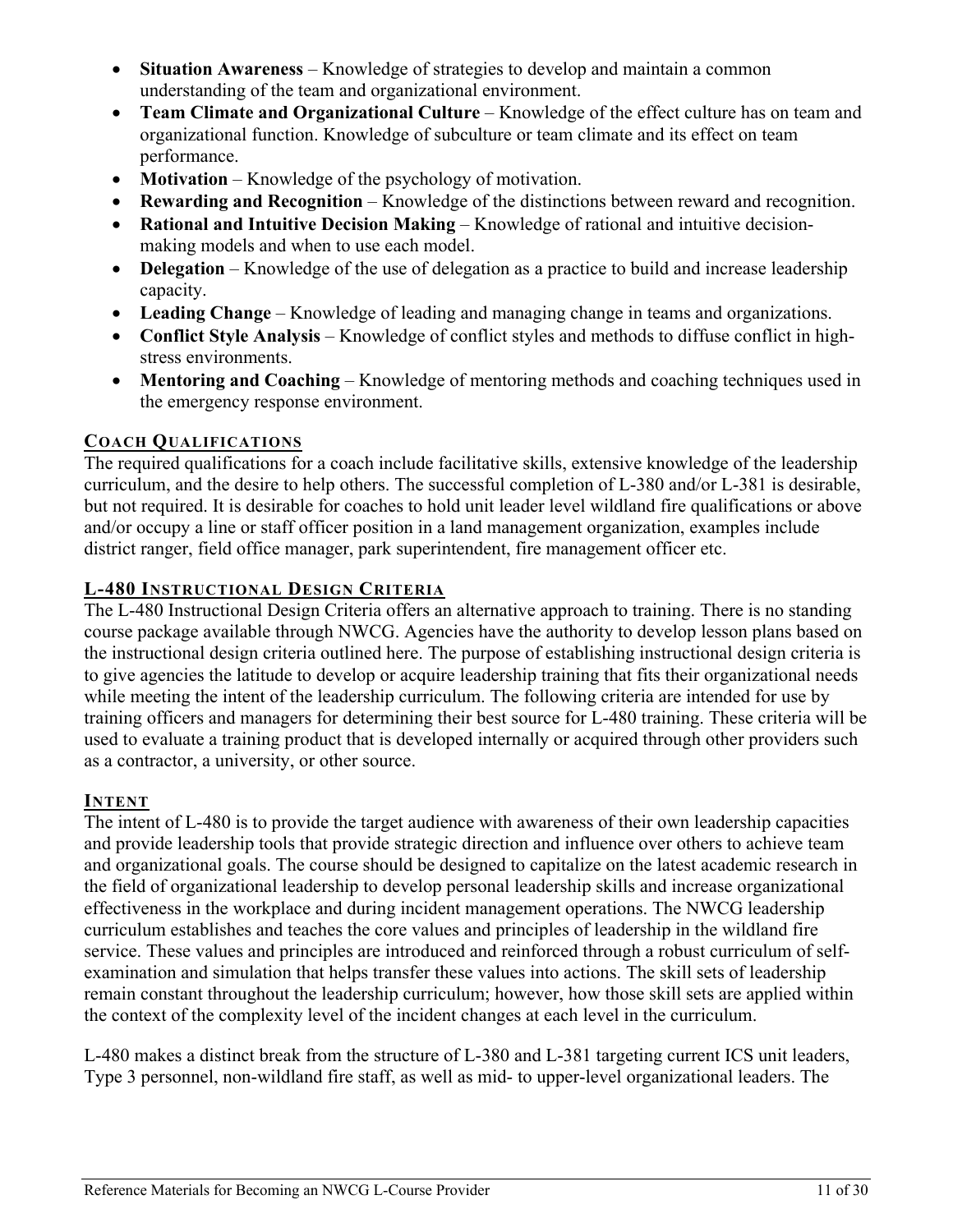- **Situation Awareness** – Knowledge of strategies to develop and maintain a common understanding of the team and organizational environment.
- **Team Climate and Organizational Culture** – Knowledge of the effect culture has on team and organizational function. Knowledge of subculture or team climate and its effect on team performance.
- **Motivation** – Knowledge of the psychology of motivation.
- **Rewarding and Recognition** – Knowledge of the distinctions between reward and recognition.
- **Rational and Intuitive Decision Making** – Knowledge of rational and intuitive decision-making models and when to use each model.
- **Delegation** – Knowledge of the use of delegation as a practice to build and increase leadership capacity.
- **Leading Change** – Knowledge of leading and managing change in teams and organizations.
- **Conflict Style Analysis** – Knowledge of conflict styles and methods to diffuse conflict in high-stress environments.
- **Mentoring and Coaching** – Knowledge of mentoring methods and coaching techniques used in the emergency response environment.

## COACH QUALIFICATIONS

The required qualifications for a coach include facilitative skills, extensive knowledge of the leadership curriculum, and the desire to help others. The successful completion of L-380 and/or L-381 is desirable, but not required. It is desirable for coaches to hold unit leader level wildland fire qualifications or above and/or occupy a line or staff officer position in a land management organization, examples include district ranger, field office manager, park superintendent, fire management officer etc.

## L-480 INSTRUCTIONAL DESIGN CRITERIA

The L-480 Instructional Design Criteria offers an alternative approach to training. There is no standing course package available through NWCG. Agencies have the authority to develop lesson plans based on the instructional design criteria outlined here. The purpose of establishing instructional design criteria is to give agencies the latitude to develop or acquire leadership training that fits their organizational needs while meeting the intent of the leadership curriculum. The following criteria are intended for use by training officers and managers for determining their best source for L-480 training. These criteria will be used to evaluate a training product that is developed internally or acquired through other providers such as a contractor, a university, or other source.

## INTENT

The intent of L-480 is to provide the target audience with awareness of their own leadership capacities and provide leadership tools that provide strategic direction and influence over others to achieve team and organizational goals. The course should be designed to capitalize on the latest academic research in the field of organizational leadership to develop personal leadership skills and increase organizational effectiveness in the workplace and during incident management operations. The NWCG leadership curriculum establishes and teaches the core values and principles of leadership in the wildland fire service. These values and principles are introduced and reinforced through a robust curriculum of self-examination and simulation that helps transfer these values into actions. The skill sets of leadership remain constant throughout the leadership curriculum; however, how those skill sets are applied within the context of the complexity level of the incident changes at each level in the curriculum.

L-480 makes a distinct break from the structure of L-380 and L-381 targeting current ICS unit leaders, Type 3 personnel, non-wildland fire staff, as well as mid- to upper-level organizational leaders. The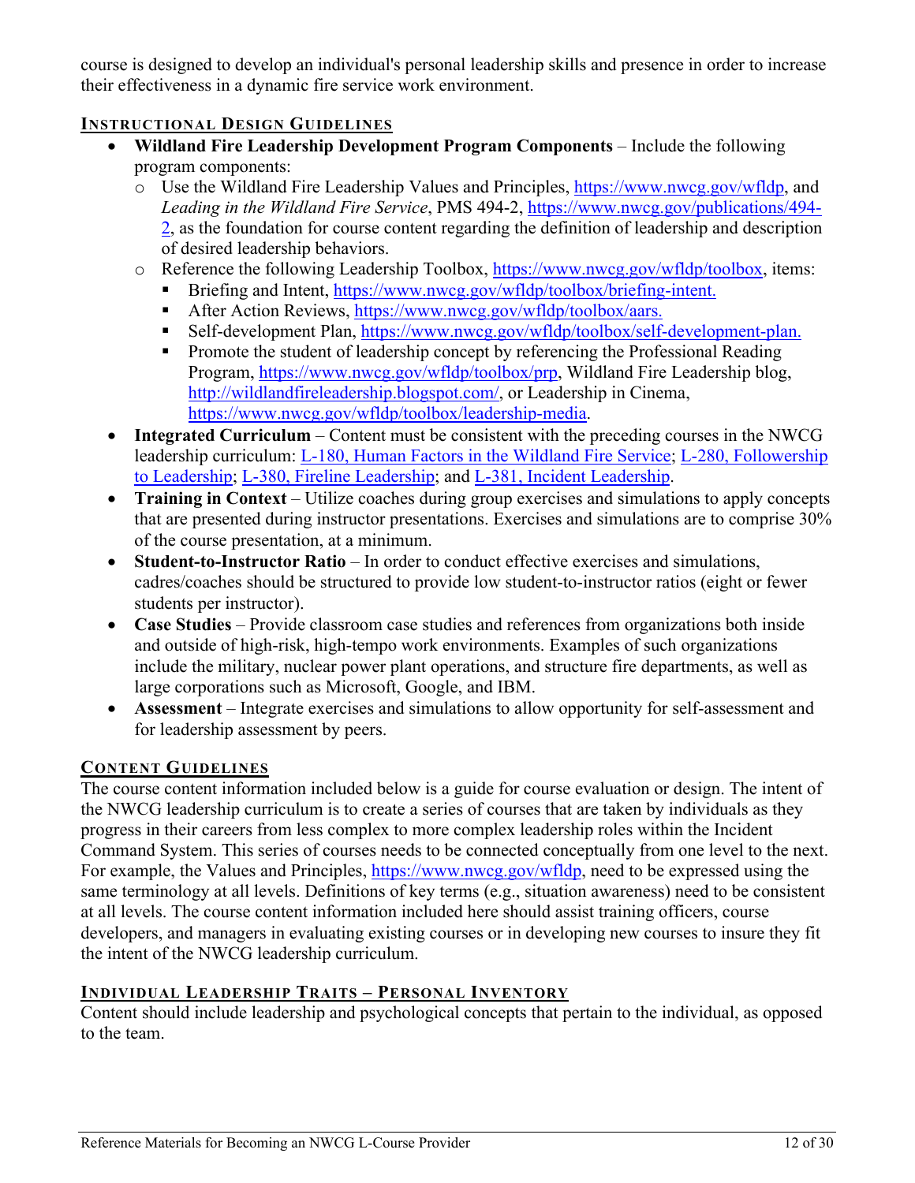course is designed to develop an individual's personal leadership skills and presence in order to increase their effectiveness in a dynamic fire service work environment.

## INSTRUCTIONAL DESIGN GUIDELINES

- **Wildland Fire Leadership Development Program Components** – Include the following program components:
  - Use the Wildland Fire Leadership Values and Principles, [https://www.nwcg.gov/wfldp](https://www.nwcg.gov/wfldp), and *Leading in the Wildland Fire Service*, PMS 494-2, [https://www.nwcg.gov/publications/494-2](https://www.nwcg.gov/publications/494-2), as the foundation for course content regarding the definition of leadership and description of desired leadership behaviors.
  - Reference the following Leadership Toolbox, [https://www.nwcg.gov/wfldp/toolbox](https://www.nwcg.gov/wfldp/toolbox), items:
    - Briefing and Intent, [https://www.nwcg.gov/wfldp/toolbox/briefing-intent.](https://www.nwcg.gov/wfldp/toolbox/briefing-intent)
    - After Action Reviews, [https://www.nwcg.gov/wfldp/toolbox/aars.](https://www.nwcg.gov/wfldp/toolbox/aars)
    - Self-development Plan, [https://www.nwcg.gov/wfldp/toolbox/self-development-plan.](https://www.nwcg.gov/wfldp/toolbox/self-development-plan)
    - Promote the student of leadership concept by referencing the Professional Reading Program, [https://www.nwcg.gov/wfldp/toolbox/prp](https://www.nwcg.gov/wfldp/toolbox/prp), Wildland Fire Leadership blog, [http://wildlandfireleadership.blogspot.com/](http://wildlandfireleadership.blogspot.com/), or Leadership in Cinema, [https://www.nwcg.gov/wfldp/toolbox/leadership-media](https://www.nwcg.gov/wfldp/toolbox/leadership-media).
- **Integrated Curriculum** – Content must be consistent with the preceding courses in the NWCG leadership curriculum: L-180, Human Factors in the Wildland Fire Service; L-280, Followership to Leadership; L-380, Fireline Leadership; and L-381, Incident Leadership.
- **Training in Context** – Utilize coaches during group exercises and simulations to apply concepts that are presented during instructor presentations. Exercises and simulations are to comprise 30% of the course presentation, at a minimum.
- **Student-to-Instructor Ratio** – In order to conduct effective exercises and simulations, cadres/coaches should be structured to provide low student-to-instructor ratios (eight or fewer students per instructor).
- **Case Studies** – Provide classroom case studies and references from organizations both inside and outside of high-risk, high-tempo work environments. Examples of such organizations include the military, nuclear power plant operations, and structure fire departments, as well as large corporations such as Microsoft, Google, and IBM.
- **Assessment** – Integrate exercises and simulations to allow opportunity for self-assessment and for leadership assessment by peers.

## CONTENT GUIDELINES

The course content information included below is a guide for course evaluation or design. The intent of the NWCG leadership curriculum is to create a series of courses that are taken by individuals as they progress in their careers from less complex to more complex leadership roles within the Incident Command System. This series of courses needs to be connected conceptually from one level to the next. For example, the Values and Principles, [https://www.nwcg.gov/wfldp](https://www.nwcg.gov/wfldp), need to be expressed using the same terminology at all levels. Definitions of key terms (e.g., situation awareness) need to be consistent at all levels. The course content information included here should assist training officers, course developers, and managers in evaluating existing courses or in developing new courses to insure they fit the intent of the NWCG leadership curriculum.

## INDIVIDUAL LEADERSHIP TRAITS – PERSONAL INVENTORY

Content should include leadership and psychological concepts that pertain to the individual, as opposed to the team.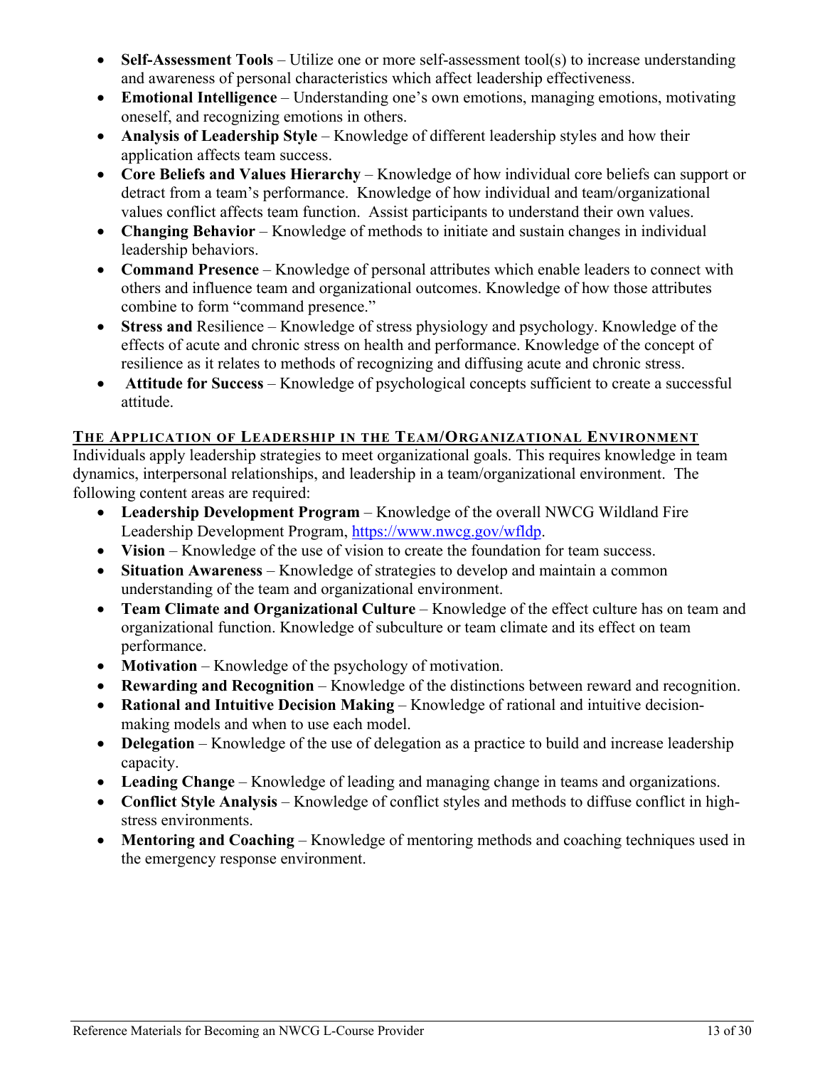- **Self-Assessment Tools** – Utilize one or more self-assessment tool(s) to increase understanding and awareness of personal characteristics which affect leadership effectiveness.
- **Emotional Intelligence** – Understanding one's own emotions, managing emotions, motivating oneself, and recognizing emotions in others.
- **Analysis of Leadership Style** – Knowledge of different leadership styles and how their application affects team success.
- **Core Beliefs and Values Hierarchy** – Knowledge of how individual core beliefs can support or detract from a team's performance. Knowledge of how individual and team/organizational values conflict affects team function. Assist participants to understand their own values.
- **Changing Behavior** – Knowledge of methods to initiate and sustain changes in individual leadership behaviors.
- **Command Presence** – Knowledge of personal attributes which enable leaders to connect with others and influence team and organizational outcomes. Knowledge of how those attributes combine to form "command presence."
- **Stress and** Resilience – Knowledge of stress physiology and psychology. Knowledge of the effects of acute and chronic stress on health and performance. Knowledge of the concept of resilience as it relates to methods of recognizing and diffusing acute and chronic stress.
- **Attitude for Success** – Knowledge of psychological concepts sufficient to create a successful attitude.

## THE APPLICATION OF LEADERSHIP IN THE TEAM/ORGANIZATIONAL ENVIRONMENT

Individuals apply leadership strategies to meet organizational goals. This requires knowledge in team dynamics, interpersonal relationships, and leadership in a team/organizational environment. The following content areas are required:

- **Leadership Development Program** – Knowledge of the overall NWCG Wildland Fire Leadership Development Program, https://www.nwcg.gov/wfldp.
- **Vision** – Knowledge of the use of vision to create the foundation for team success.
- **Situation Awareness** – Knowledge of strategies to develop and maintain a common understanding of the team and organizational environment.
- **Team Climate and Organizational Culture** – Knowledge of the effect culture has on team and organizational function. Knowledge of subculture or team climate and its effect on team performance.
- **Motivation** – Knowledge of the psychology of motivation.
- **Rewarding and Recognition** – Knowledge of the distinctions between reward and recognition.
- **Rational and Intuitive Decision Making** – Knowledge of rational and intuitive decision-making models and when to use each model.
- **Delegation** – Knowledge of the use of delegation as a practice to build and increase leadership capacity.
- **Leading Change** – Knowledge of leading and managing change in teams and organizations.
- **Conflict Style Analysis** – Knowledge of conflict styles and methods to diffuse conflict in high-stress environments.
- **Mentoring and Coaching** – Knowledge of mentoring methods and coaching techniques used in the emergency response environment.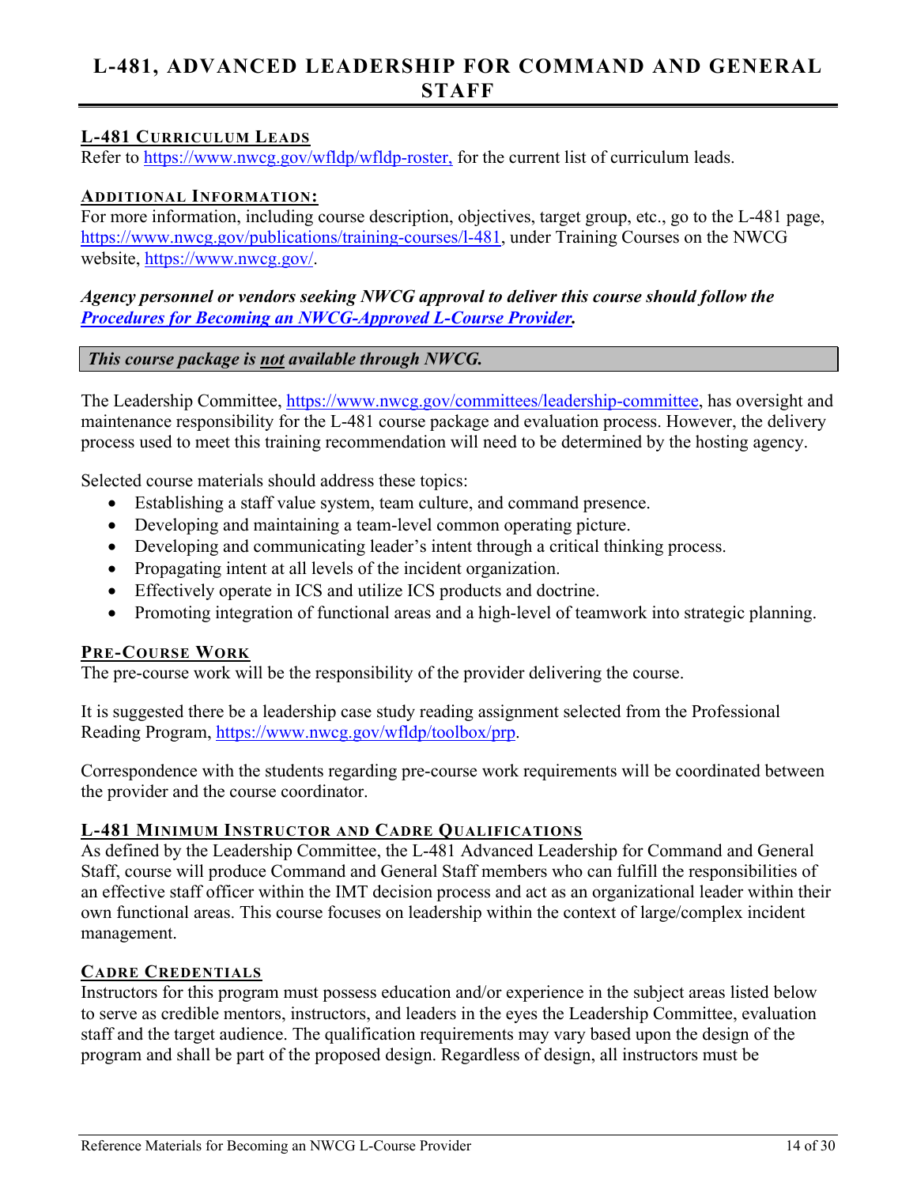## L-481, ADVANCED LEADERSHIP FOR COMMAND AND GENERAL STAFF

### L-481 CURRICULUM LEADS

Refer to https://www.nwcg.gov/wfldp/wfldp-roster, for the current list of curriculum leads.

### ADDITIONAL INFORMATION:

For more information, including course description, objectives, target group, etc., go to the L-481 page, https://www.nwcg.gov/publications/training-courses/l-481, under Training Courses on the NWCG website, https://www.nwcg.gov/.

***Agency personnel or vendors seeking NWCG approval to deliver this course should follow the Procedures for Becoming an NWCG-Approved L-Course Provider.***

***This course package is not available through NWCG.***

The Leadership Committee, https://www.nwcg.gov/committees/leadership-committee, has oversight and maintenance responsibility for the L-481 course package and evaluation process. However, the delivery process used to meet this training recommendation will need to be determined by the hosting agency.

Selected course materials should address these topics:

- Establishing a staff value system, team culture, and command presence.
- Developing and maintaining a team-level common operating picture.
- Developing and communicating leader's intent through a critical thinking process.
- Propagating intent at all levels of the incident organization.
- Effectively operate in ICS and utilize ICS products and doctrine.
- Promoting integration of functional areas and a high-level of teamwork into strategic planning.

### PRE-COURSE WORK

The pre-course work will be the responsibility of the provider delivering the course.

It is suggested there be a leadership case study reading assignment selected from the Professional Reading Program, https://www.nwcg.gov/wfldp/toolbox/prp.

Correspondence with the students regarding pre-course work requirements will be coordinated between the provider and the course coordinator.

### L-481 MINIMUM INSTRUCTOR AND CADRE QUALIFICATIONS

As defined by the Leadership Committee, the L-481 Advanced Leadership for Command and General Staff, course will produce Command and General Staff members who can fulfill the responsibilities of an effective staff officer within the IMT decision process and act as an organizational leader within their own functional areas. This course focuses on leadership within the context of large/complex incident management.

### CADRE CREDENTIALS

Instructors for this program must possess education and/or experience in the subject areas listed below to serve as credible mentors, instructors, and leaders in the eyes the Leadership Committee, evaluation staff and the target audience. The qualification requirements may vary based upon the design of the program and shall be part of the proposed design. Regardless of design, all instructors must be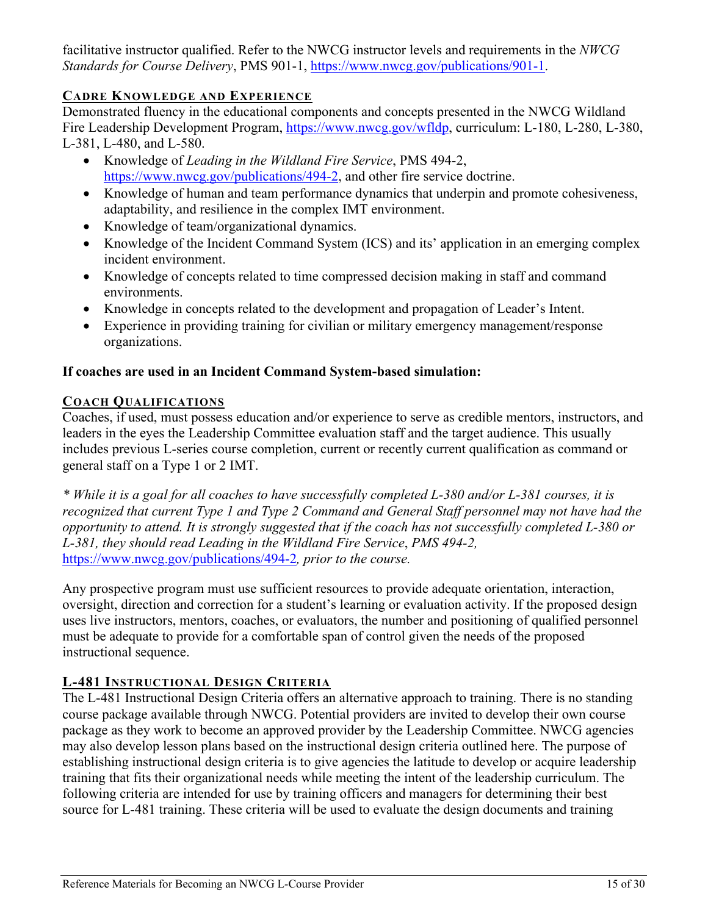facilitative instructor qualified. Refer to the NWCG instructor levels and requirements in the *NWCG Standards for Course Delivery*, PMS 901-1, https://www.nwcg.gov/publications/901-1.

### CADRE KNOWLEDGE AND EXPERIENCE

Demonstrated fluency in the educational components and concepts presented in the NWCG Wildland Fire Leadership Development Program, https://www.nwcg.gov/wfldp, curriculum: L-180, L-280, L-380, L-381, L-480, and L-580.

- Knowledge of *Leading in the Wildland Fire Service*, PMS 494-2, https://www.nwcg.gov/publications/494-2, and other fire service doctrine.
- Knowledge of human and team performance dynamics that underpin and promote cohesiveness, adaptability, and resilience in the complex IMT environment.
- Knowledge of team/organizational dynamics.
- Knowledge of the Incident Command System (ICS) and its' application in an emerging complex incident environment.
- Knowledge of concepts related to time compressed decision making in staff and command environments.
- Knowledge in concepts related to the development and propagation of Leader's Intent.
- Experience in providing training for civilian or military emergency management/response organizations.

**If coaches are used in an Incident Command System-based simulation:**

### COACH QUALIFICATIONS

Coaches, if used, must possess education and/or experience to serve as credible mentors, instructors, and leaders in the eyes the Leadership Committee evaluation staff and the target audience. This usually includes previous L-series course completion, current or recently current qualification as command or general staff on a Type 1 or 2 IMT.

*\* While it is a goal for all coaches to have successfully completed L-380 and/or L-381 courses, it is recognized that current Type 1 and Type 2 Command and General Staff personnel may not have had the opportunity to attend. It is strongly suggested that if the coach has not successfully completed L-380 or L-381, they should read Leading in the Wildland Fire Service, PMS 494-2, https://www.nwcg.gov/publications/494-2, prior to the course.*

Any prospective program must use sufficient resources to provide adequate orientation, interaction, oversight, direction and correction for a student's learning or evaluation activity. If the proposed design uses live instructors, mentors, coaches, or evaluators, the number and positioning of qualified personnel must be adequate to provide for a comfortable span of control given the needs of the proposed instructional sequence.

### L-481 INSTRUCTIONAL DESIGN CRITERIA

The L-481 Instructional Design Criteria offers an alternative approach to training. There is no standing course package available through NWCG. Potential providers are invited to develop their own course package as they work to become an approved provider by the Leadership Committee. NWCG agencies may also develop lesson plans based on the instructional design criteria outlined here. The purpose of establishing instructional design criteria is to give agencies the latitude to develop or acquire leadership training that fits their organizational needs while meeting the intent of the leadership curriculum. The following criteria are intended for use by training officers and managers for determining their best source for L-481 training. These criteria will be used to evaluate the design documents and training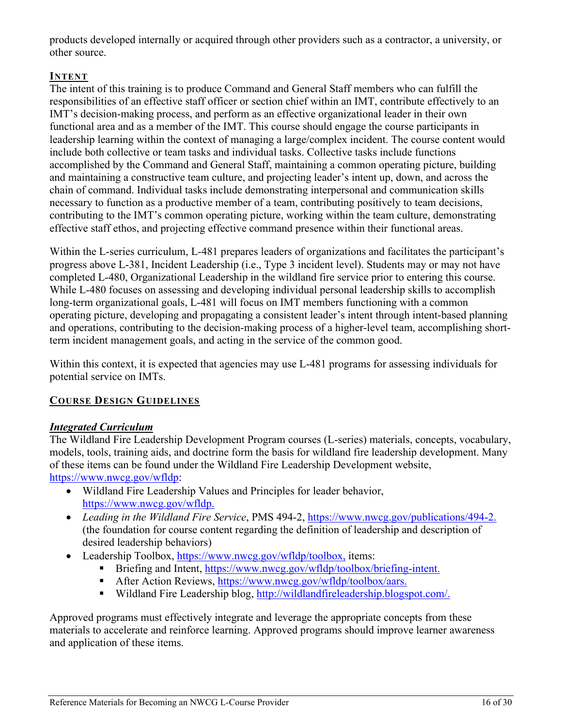products developed internally or acquired through other providers such as a contractor, a university, or other source.

## INTENT

The intent of this training is to produce Command and General Staff members who can fulfill the responsibilities of an effective staff officer or section chief within an IMT, contribute effectively to an IMT's decision-making process, and perform as an effective organizational leader in their own functional area and as a member of the IMT. This course should engage the course participants in leadership learning within the context of managing a large/complex incident. The course content would include both collective or team tasks and individual tasks. Collective tasks include functions accomplished by the Command and General Staff, maintaining a common operating picture, building and maintaining a constructive team culture, and projecting leader's intent up, down, and across the chain of command. Individual tasks include demonstrating interpersonal and communication skills necessary to function as a productive member of a team, contributing positively to team decisions, contributing to the IMT's common operating picture, working within the team culture, demonstrating effective staff ethos, and projecting effective command presence within their functional areas.

Within the L-series curriculum, L-481 prepares leaders of organizations and facilitates the participant's progress above L-381, Incident Leadership (i.e., Type 3 incident level). Students may or may not have completed L-480, Organizational Leadership in the wildland fire service prior to entering this course. While L-480 focuses on assessing and developing individual personal leadership skills to accomplish long-term organizational goals, L-481 will focus on IMT members functioning with a common operating picture, developing and propagating a consistent leader's intent through intent-based planning and operations, contributing to the decision-making process of a higher-level team, accomplishing short-term incident management goals, and acting in the service of the common good.

Within this context, it is expected that agencies may use L-481 programs for assessing individuals for potential service on IMTs.

## COURSE DESIGN GUIDELINES

### *Integrated Curriculum*

The Wildland Fire Leadership Development Program courses (L-series) materials, concepts, vocabulary, models, tools, training aids, and doctrine form the basis for wildland fire leadership development. Many of these items can be found under the Wildland Fire Leadership Development website, https://www.nwcg.gov/wfldp:

- Wildland Fire Leadership Values and Principles for leader behavior, https://www.nwcg.gov/wfldp.
- *Leading in the Wildland Fire Service*, PMS 494-2, https://www.nwcg.gov/publications/494-2. (the foundation for course content regarding the definition of leadership and description of desired leadership behaviors)
- Leadership Toolbox, https://www.nwcg.gov/wfldp/toolbox, items:
  - Briefing and Intent, https://www.nwcg.gov/wfldp/toolbox/briefing-intent.
  - After Action Reviews, https://www.nwcg.gov/wfldp/toolbox/aars.
  - Wildland Fire Leadership blog, http://wildlandfireleadership.blogspot.com/.

Approved programs must effectively integrate and leverage the appropriate concepts from these materials to accelerate and reinforce learning. Approved programs should improve learner awareness and application of these items.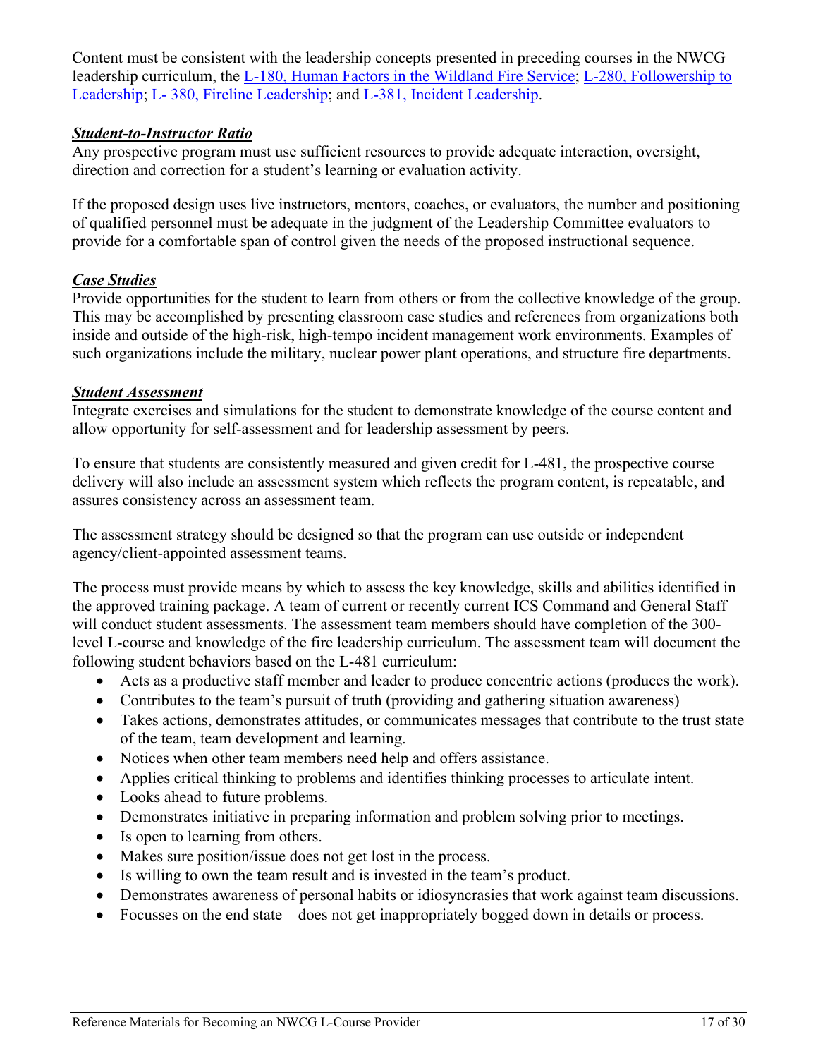Content must be consistent with the leadership concepts presented in preceding courses in the NWCG leadership curriculum, the L-180, Human Factors in the Wildland Fire Service; L-280, Followership to Leadership; L- 380, Fireline Leadership; and L-381, Incident Leadership.

***Student-to-Instructor Ratio***

Any prospective program must use sufficient resources to provide adequate interaction, oversight, direction and correction for a student's learning or evaluation activity.

If the proposed design uses live instructors, mentors, coaches, or evaluators, the number and positioning of qualified personnel must be adequate in the judgment of the Leadership Committee evaluators to provide for a comfortable span of control given the needs of the proposed instructional sequence.

***Case Studies***

Provide opportunities for the student to learn from others or from the collective knowledge of the group. This may be accomplished by presenting classroom case studies and references from organizations both inside and outside of the high-risk, high-tempo incident management work environments. Examples of such organizations include the military, nuclear power plant operations, and structure fire departments.

***Student Assessment***

Integrate exercises and simulations for the student to demonstrate knowledge of the course content and allow opportunity for self-assessment and for leadership assessment by peers.

To ensure that students are consistently measured and given credit for L-481, the prospective course delivery will also include an assessment system which reflects the program content, is repeatable, and assures consistency across an assessment team.

The assessment strategy should be designed so that the program can use outside or independent agency/client-appointed assessment teams.

The process must provide means by which to assess the key knowledge, skills and abilities identified in the approved training package. A team of current or recently current ICS Command and General Staff will conduct student assessments. The assessment team members should have completion of the 300-level L-course and knowledge of the fire leadership curriculum. The assessment team will document the following student behaviors based on the L-481 curriculum:

- Acts as a productive staff member and leader to produce concentric actions (produces the work).
- Contributes to the team's pursuit of truth (providing and gathering situation awareness)
- Takes actions, demonstrates attitudes, or communicates messages that contribute to the trust state of the team, team development and learning.
- Notices when other team members need help and offers assistance.
- Applies critical thinking to problems and identifies thinking processes to articulate intent.
- Looks ahead to future problems.
- Demonstrates initiative in preparing information and problem solving prior to meetings.
- Is open to learning from others.
- Makes sure position/issue does not get lost in the process.
- Is willing to own the team result and is invested in the team's product.
- Demonstrates awareness of personal habits or idiosyncrasies that work against team discussions.
- Focusses on the end state – does not get inappropriately bogged down in details or process.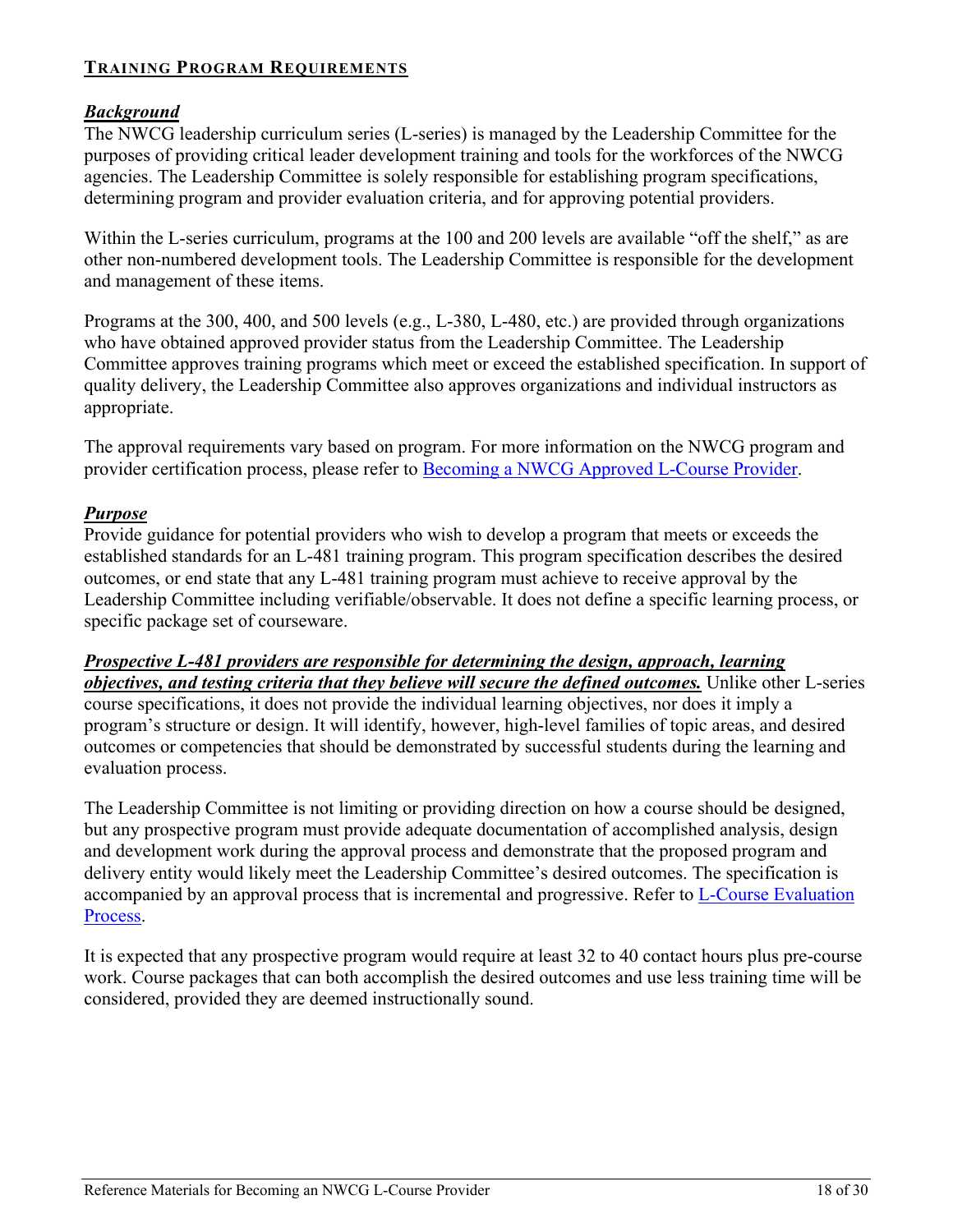## TRAINING PROGRAM REQUIREMENTS

### ***Background***

The NWCG leadership curriculum series (L-series) is managed by the Leadership Committee for the purposes of providing critical leader development training and tools for the workforces of the NWCG agencies. The Leadership Committee is solely responsible for establishing program specifications, determining program and provider evaluation criteria, and for approving potential providers.

Within the L-series curriculum, programs at the 100 and 200 levels are available "off the shelf," as are other non-numbered development tools. The Leadership Committee is responsible for the development and management of these items.

Programs at the 300, 400, and 500 levels (e.g., L-380, L-480, etc.) are provided through organizations who have obtained approved provider status from the Leadership Committee. The Leadership Committee approves training programs which meet or exceed the established specification. In support of quality delivery, the Leadership Committee also approves organizations and individual instructors as appropriate.

The approval requirements vary based on program. For more information on the NWCG program and provider certification process, please refer to [Becoming a NWCG Approved L-Course Provider](#).

### ***Purpose***

Provide guidance for potential providers who wish to develop a program that meets or exceeds the established standards for an L-481 training program. This program specification describes the desired outcomes, or end state that any L-481 training program must achieve to receive approval by the Leadership Committee including verifiable/observable. It does not define a specific learning process, or specific package set of courseware.

***Prospective L-481 providers are responsible for determining the design, approach, learning objectives, and testing criteria that they believe will secure the defined outcomes.*** Unlike other L-series course specifications, it does not provide the individual learning objectives, nor does it imply a program's structure or design. It will identify, however, high-level families of topic areas, and desired outcomes or competencies that should be demonstrated by successful students during the learning and evaluation process.

The Leadership Committee is not limiting or providing direction on how a course should be designed, but any prospective program must provide adequate documentation of accomplished analysis, design and development work during the approval process and demonstrate that the proposed program and delivery entity would likely meet the Leadership Committee's desired outcomes. The specification is accompanied by an approval process that is incremental and progressive. Refer to [L-Course Evaluation Process](#).

It is expected that any prospective program would require at least 32 to 40 contact hours plus pre-course work. Course packages that can both accomplish the desired outcomes and use less training time will be considered, provided they are deemed instructionally sound.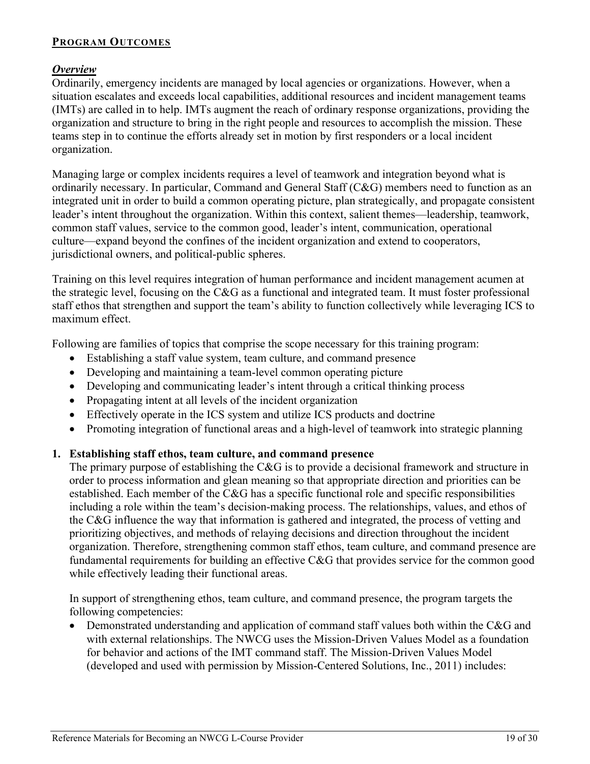## PROGRAM OUTCOMES

### *Overview*

Ordinarily, emergency incidents are managed by local agencies or organizations. However, when a situation escalates and exceeds local capabilities, additional resources and incident management teams (IMTs) are called in to help. IMTs augment the reach of ordinary response organizations, providing the organization and structure to bring in the right people and resources to accomplish the mission. These teams step in to continue the efforts already set in motion by first responders or a local incident organization.

Managing large or complex incidents requires a level of teamwork and integration beyond what is ordinarily necessary. In particular, Command and General Staff (C&G) members need to function as an integrated unit in order to build a common operating picture, plan strategically, and propagate consistent leader's intent throughout the organization. Within this context, salient themes—leadership, teamwork, common staff values, service to the common good, leader's intent, communication, operational culture—expand beyond the confines of the incident organization and extend to cooperators, jurisdictional owners, and political-public spheres.

Training on this level requires integration of human performance and incident management acumen at the strategic level, focusing on the C&G as a functional and integrated team. It must foster professional staff ethos that strengthen and support the team's ability to function collectively while leveraging ICS to maximum effect.

Following are families of topics that comprise the scope necessary for this training program:

- Establishing a staff value system, team culture, and command presence
- Developing and maintaining a team-level common operating picture
- Developing and communicating leader's intent through a critical thinking process
- Propagating intent at all levels of the incident organization
- Effectively operate in the ICS system and utilize ICS products and doctrine
- Promoting integration of functional areas and a high-level of teamwork into strategic planning

**1. Establishing staff ethos, team culture, and command presence**

The primary purpose of establishing the C&G is to provide a decisional framework and structure in order to process information and glean meaning so that appropriate direction and priorities can be established. Each member of the C&G has a specific functional role and specific responsibilities including a role within the team's decision-making process. The relationships, values, and ethos of the C&G influence the way that information is gathered and integrated, the process of vetting and prioritizing objectives, and methods of relaying decisions and direction throughout the incident organization. Therefore, strengthening common staff ethos, team culture, and command presence are fundamental requirements for building an effective C&G that provides service for the common good while effectively leading their functional areas.

In support of strengthening ethos, team culture, and command presence, the program targets the following competencies:

- Demonstrated understanding and application of command staff values both within the C&G and with external relationships. The NWCG uses the Mission-Driven Values Model as a foundation for behavior and actions of the IMT command staff. The Mission-Driven Values Model (developed and used with permission by Mission-Centered Solutions, Inc., 2011) includes: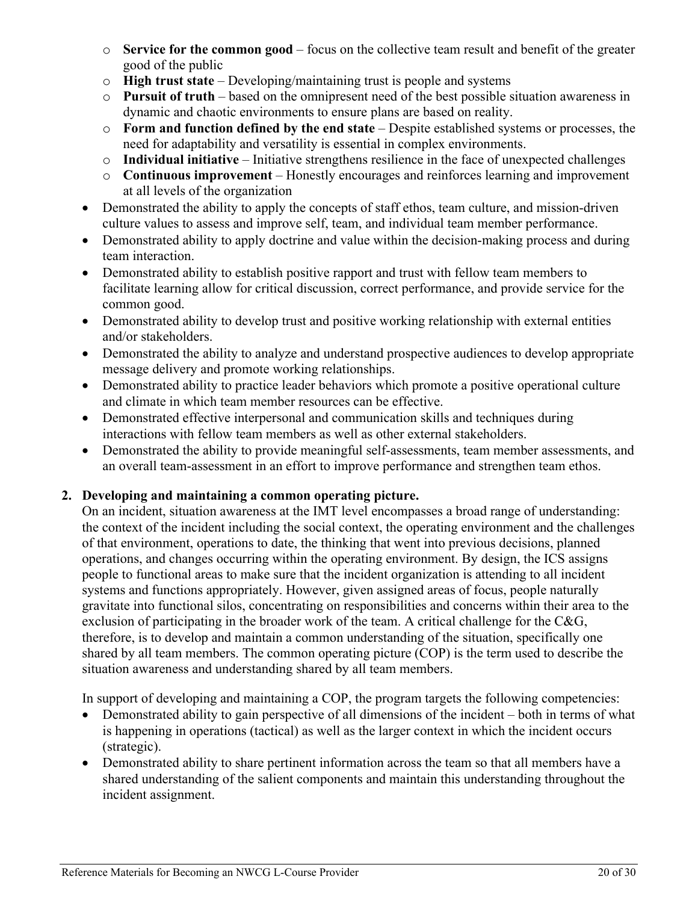- **Service for the common good** – focus on the collective team result and benefit of the greater good of the public
  - **High trust state** – Developing/maintaining trust is people and systems
  - **Pursuit of truth** – based on the omnipresent need of the best possible situation awareness in dynamic and chaotic environments to ensure plans are based on reality.
  - **Form and function defined by the end state** – Despite established systems or processes, the need for adaptability and versatility is essential in complex environments.
  - **Individual initiative** – Initiative strengthens resilience in the face of unexpected challenges
  - **Continuous improvement** – Honestly encourages and reinforces learning and improvement at all levels of the organization
- Demonstrated the ability to apply the concepts of staff ethos, team culture, and mission-driven culture values to assess and improve self, team, and individual team member performance.
- Demonstrated ability to apply doctrine and value within the decision-making process and during team interaction.
- Demonstrated ability to establish positive rapport and trust with fellow team members to facilitate learning allow for critical discussion, correct performance, and provide service for the common good.
- Demonstrated ability to develop trust and positive working relationship with external entities and/or stakeholders.
- Demonstrated the ability to analyze and understand prospective audiences to develop appropriate message delivery and promote working relationships.
- Demonstrated ability to practice leader behaviors which promote a positive operational culture and climate in which team member resources can be effective.
- Demonstrated effective interpersonal and communication skills and techniques during interactions with fellow team members as well as other external stakeholders.
- Demonstrated the ability to provide meaningful self-assessments, team member assessments, and an overall team-assessment in an effort to improve performance and strengthen team ethos.

## 2. Developing and maintaining a common operating picture.

On an incident, situation awareness at the IMT level encompasses a broad range of understanding: the context of the incident including the social context, the operating environment and the challenges of that environment, operations to date, the thinking that went into previous decisions, planned operations, and changes occurring within the operating environment. By design, the ICS assigns people to functional areas to make sure that the incident organization is attending to all incident systems and functions appropriately. However, given assigned areas of focus, people naturally gravitate into functional silos, concentrating on responsibilities and concerns within their area to the exclusion of participating in the broader work of the team. A critical challenge for the C&G, therefore, is to develop and maintain a common understanding of the situation, specifically one shared by all team members. The common operating picture (COP) is the term used to describe the situation awareness and understanding shared by all team members.

In support of developing and maintaining a COP, the program targets the following competencies:

- Demonstrated ability to gain perspective of all dimensions of the incident – both in terms of what is happening in operations (tactical) as well as the larger context in which the incident occurs (strategic).
- Demonstrated ability to share pertinent information across the team so that all members have a shared understanding of the salient components and maintain this understanding throughout the incident assignment.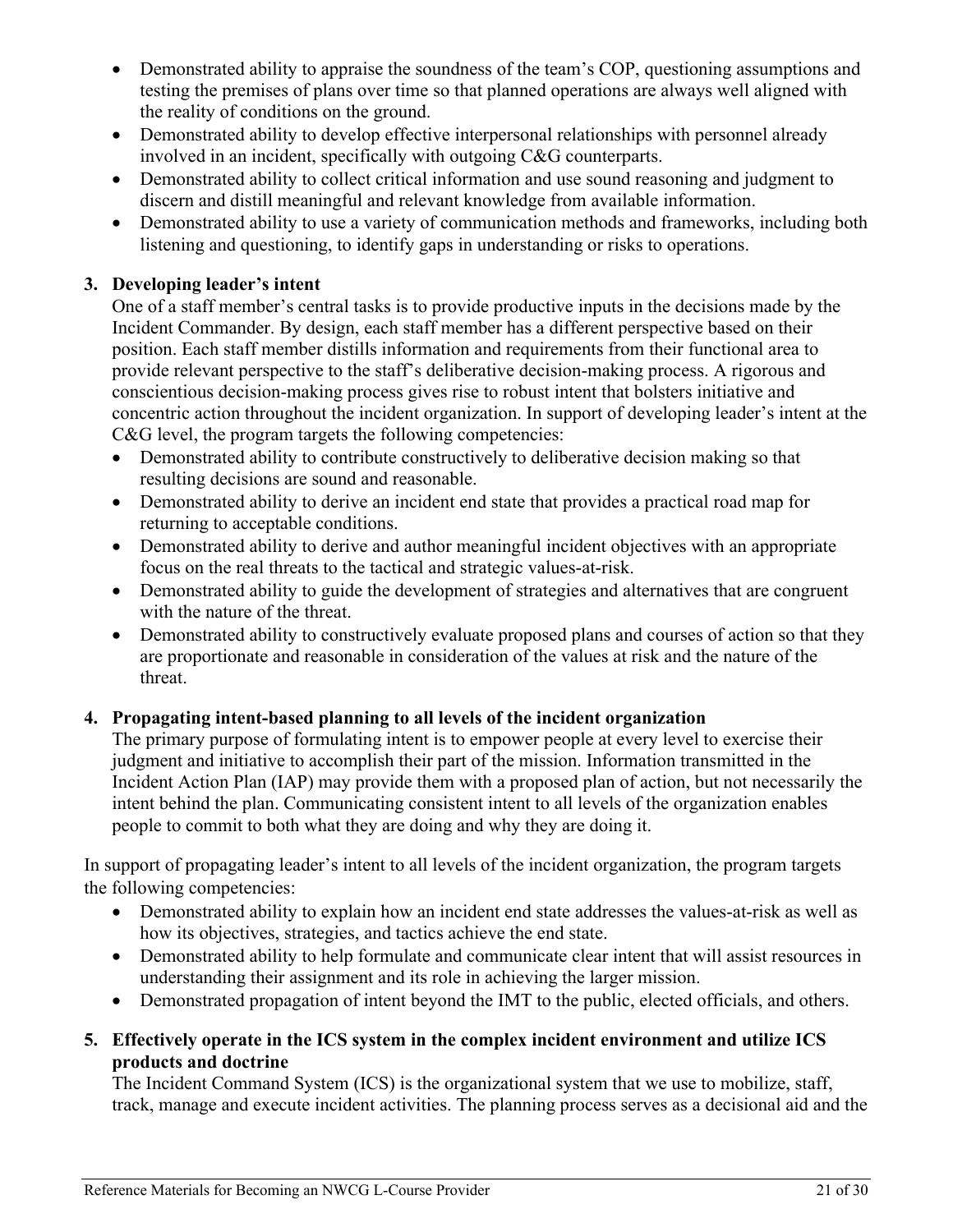- Demonstrated ability to appraise the soundness of the team's COP, questioning assumptions and testing the premises of plans over time so that planned operations are always well aligned with the reality of conditions on the ground.
- Demonstrated ability to develop effective interpersonal relationships with personnel already involved in an incident, specifically with outgoing C&G counterparts.
- Demonstrated ability to collect critical information and use sound reasoning and judgment to discern and distill meaningful and relevant knowledge from available information.
- Demonstrated ability to use a variety of communication methods and frameworks, including both listening and questioning, to identify gaps in understanding or risks to operations.

3. **Developing leader's intent**
   One of a staff member's central tasks is to provide productive inputs in the decisions made by the Incident Commander. By design, each staff member has a different perspective based on their position. Each staff member distills information and requirements from their functional area to provide relevant perspective to the staff's deliberative decision-making process. A rigorous and conscientious decision-making process gives rise to robust intent that bolsters initiative and concentric action throughout the incident organization. In support of developing leader's intent at the C&G level, the program targets the following competencies:
   - Demonstrated ability to contribute constructively to deliberative decision making so that resulting decisions are sound and reasonable.
   - Demonstrated ability to derive an incident end state that provides a practical road map for returning to acceptable conditions.
   - Demonstrated ability to derive and author meaningful incident objectives with an appropriate focus on the real threats to the tactical and strategic values-at-risk.
   - Demonstrated ability to guide the development of strategies and alternatives that are congruent with the nature of the threat.
   - Demonstrated ability to constructively evaluate proposed plans and courses of action so that they are proportionate and reasonable in consideration of the values at risk and the nature of the threat.

4. **Propagating intent-based planning to all levels of the incident organization**
   The primary purpose of formulating intent is to empower people at every level to exercise their judgment and initiative to accomplish their part of the mission. Information transmitted in the Incident Action Plan (IAP) may provide them with a proposed plan of action, but not necessarily the intent behind the plan. Communicating consistent intent to all levels of the organization enables people to commit to both what they are doing and why they are doing it.

In support of propagating leader's intent to all levels of the incident organization, the program targets the following competencies:

- Demonstrated ability to explain how an incident end state addresses the values-at-risk as well as how its objectives, strategies, and tactics achieve the end state.
- Demonstrated ability to help formulate and communicate clear intent that will assist resources in understanding their assignment and its role in achieving the larger mission.
- Demonstrated propagation of intent beyond the IMT to the public, elected officials, and others.

5. **Effectively operate in the ICS system in the complex incident environment and utilize ICS products and doctrine**
   The Incident Command System (ICS) is the organizational system that we use to mobilize, staff, track, manage and execute incident activities. The planning process serves as a decisional aid and the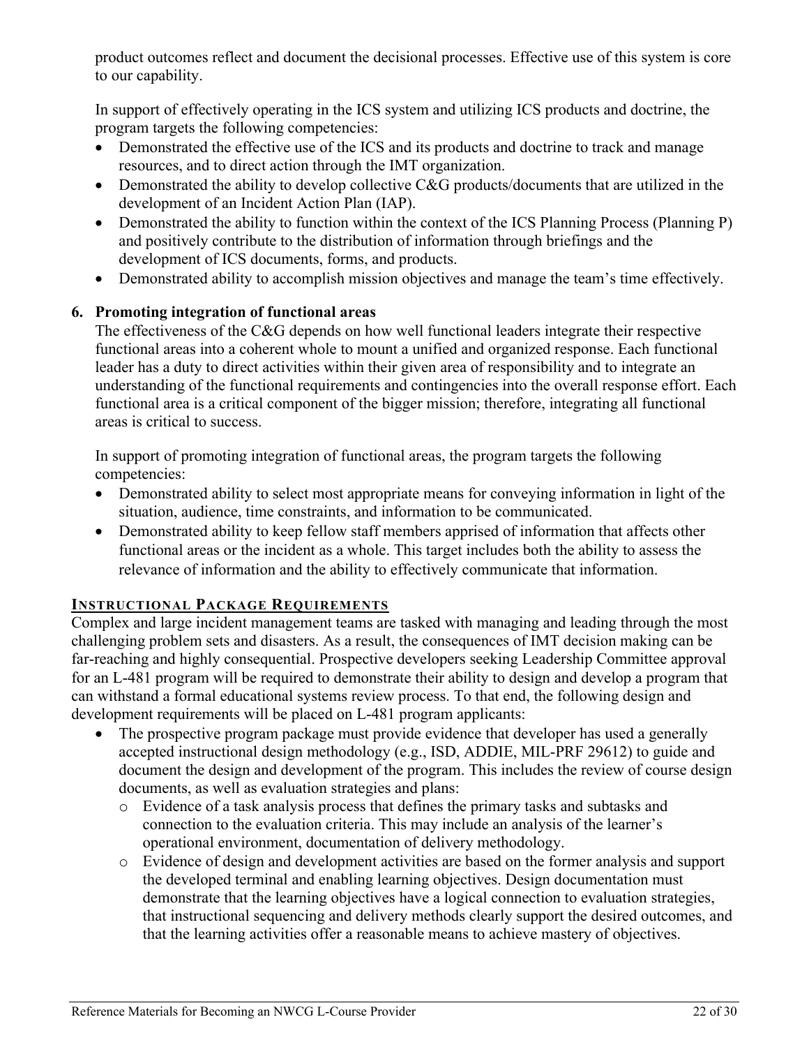product outcomes reflect and document the decisional processes. Effective use of this system is core to our capability.

In support of effectively operating in the ICS system and utilizing ICS products and doctrine, the program targets the following competencies:

- Demonstrated the effective use of the ICS and its products and doctrine to track and manage resources, and to direct action through the IMT organization.
- Demonstrated the ability to develop collective C&G products/documents that are utilized in the development of an Incident Action Plan (IAP).
- Demonstrated the ability to function within the context of the ICS Planning Process (Planning P) and positively contribute to the distribution of information through briefings and the development of ICS documents, forms, and products.
- Demonstrated ability to accomplish mission objectives and manage the team's time effectively.

**6. Promoting integration of functional areas**

The effectiveness of the C&G depends on how well functional leaders integrate their respective functional areas into a coherent whole to mount a unified and organized response. Each functional leader has a duty to direct activities within their given area of responsibility and to integrate an understanding of the functional requirements and contingencies into the overall response effort. Each functional area is a critical component of the bigger mission; therefore, integrating all functional areas is critical to success.

In support of promoting integration of functional areas, the program targets the following competencies:

- Demonstrated ability to select most appropriate means for conveying information in light of the situation, audience, time constraints, and information to be communicated.
- Demonstrated ability to keep fellow staff members apprised of information that affects other functional areas or the incident as a whole. This target includes both the ability to assess the relevance of information and the ability to effectively communicate that information.

## INSTRUCTIONAL PACKAGE REQUIREMENTS

Complex and large incident management teams are tasked with managing and leading through the most challenging problem sets and disasters. As a result, the consequences of IMT decision making can be far-reaching and highly consequential. Prospective developers seeking Leadership Committee approval for an L-481 program will be required to demonstrate their ability to design and develop a program that can withstand a formal educational systems review process. To that end, the following design and development requirements will be placed on L-481 program applicants:

- The prospective program package must provide evidence that developer has used a generally accepted instructional design methodology (e.g., ISD, ADDIE, MIL-PRF 29612) to guide and document the design and development of the program. This includes the review of course design documents, as well as evaluation strategies and plans:
  - Evidence of a task analysis process that defines the primary tasks and subtasks and connection to the evaluation criteria. This may include an analysis of the learner's operational environment, documentation of delivery methodology.
  - Evidence of design and development activities are based on the former analysis and support the developed terminal and enabling learning objectives. Design documentation must demonstrate that the learning objectives have a logical connection to evaluation strategies, that instructional sequencing and delivery methods clearly support the desired outcomes, and that the learning activities offer a reasonable means to achieve mastery of objectives.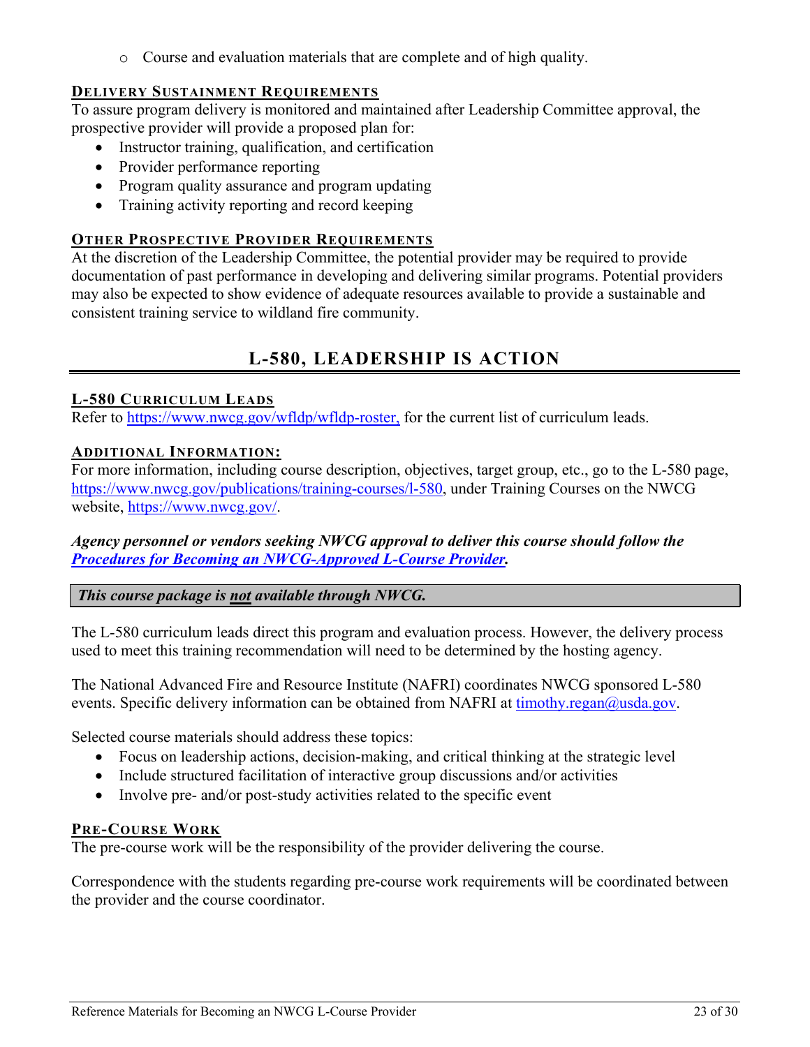- Course and evaluation materials that are complete and of high quality.

### DELIVERY SUSTAINMENT REQUIREMENTS

To assure program delivery is monitored and maintained after Leadership Committee approval, the prospective provider will provide a proposed plan for:

- Instructor training, qualification, and certification
- Provider performance reporting
- Program quality assurance and program updating
- Training activity reporting and record keeping

### OTHER PROSPECTIVE PROVIDER REQUIREMENTS

At the discretion of the Leadership Committee, the potential provider may be required to provide documentation of past performance in developing and delivering similar programs. Potential providers may also be expected to show evidence of adequate resources available to provide a sustainable and consistent training service to wildland fire community.

## L-580, LEADERSHIP IS ACTION

### L-580 CURRICULUM LEADS

Refer to [https://www.nwcg.gov/wfldp/wfldp-roster,](https://www.nwcg.gov/wfldp/wfldp-roster) for the current list of curriculum leads.

### ADDITIONAL INFORMATION:

For more information, including course description, objectives, target group, etc., go to the L-580 page, [https://www.nwcg.gov/publications/training-courses/l-580](https://www.nwcg.gov/publications/training-courses/l-580), under Training Courses on the NWCG website, [https://www.nwcg.gov/](https://www.nwcg.gov/).

***Agency personnel or vendors seeking NWCG approval to deliver this course should follow the [Procedures for Becoming an NWCG-Approved L-Course Provider](#).***

***This course package is <u>not</u> available through NWCG.***

The L-580 curriculum leads direct this program and evaluation process. However, the delivery process used to meet this training recommendation will need to be determined by the hosting agency.

The National Advanced Fire and Resource Institute (NAFRI) coordinates NWCG sponsored L-580 events. Specific delivery information can be obtained from NAFRI at [timothy.regan@usda.gov](mailto:timothy.regan@usda.gov).

Selected course materials should address these topics:

- Focus on leadership actions, decision-making, and critical thinking at the strategic level
- Include structured facilitation of interactive group discussions and/or activities
- Involve pre- and/or post-study activities related to the specific event

### PRE-COURSE WORK

The pre-course work will be the responsibility of the provider delivering the course.

Correspondence with the students regarding pre-course work requirements will be coordinated between the provider and the course coordinator.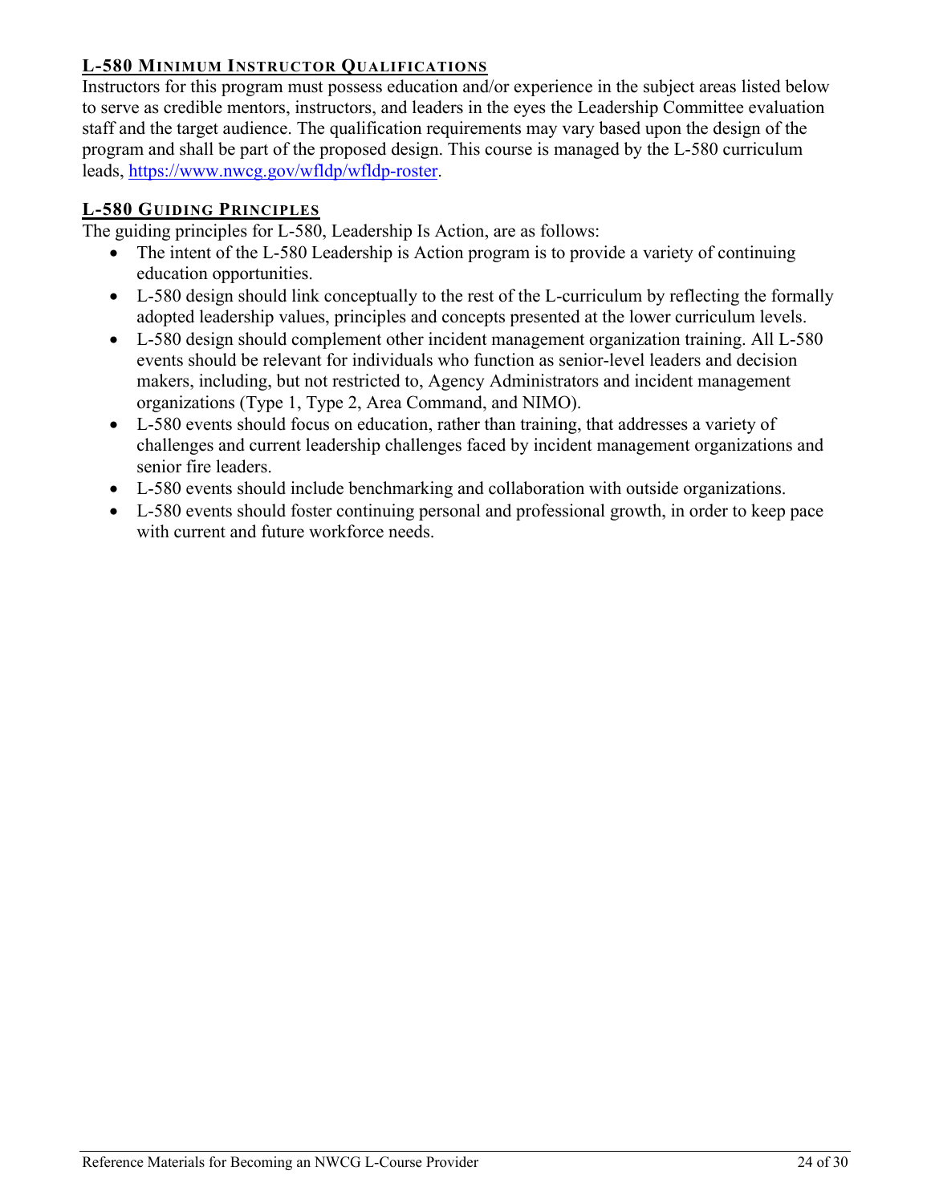## L-580 Minimum Instructor Qualifications

Instructors for this program must possess education and/or experience in the subject areas listed below to serve as credible mentors, instructors, and leaders in the eyes the Leadership Committee evaluation staff and the target audience. The qualification requirements may vary based upon the design of the program and shall be part of the proposed design. This course is managed by the L-580 curriculum leads, [https://www.nwcg.gov/wfldp/wfldp-roster](https://www.nwcg.gov/wfldp/wfldp-roster).

## L-580 Guiding Principles

The guiding principles for L-580, Leadership Is Action, are as follows:

- The intent of the L-580 Leadership is Action program is to provide a variety of continuing education opportunities.
- L-580 design should link conceptually to the rest of the L-curriculum by reflecting the formally adopted leadership values, principles and concepts presented at the lower curriculum levels.
- L-580 design should complement other incident management organization training. All L-580 events should be relevant for individuals who function as senior-level leaders and decision makers, including, but not restricted to, Agency Administrators and incident management organizations (Type 1, Type 2, Area Command, and NIMO).
- L-580 events should focus on education, rather than training, that addresses a variety of challenges and current leadership challenges faced by incident management organizations and senior fire leaders.
- L-580 events should include benchmarking and collaboration with outside organizations.
- L-580 events should foster continuing personal and professional growth, in order to keep pace with current and future workforce needs.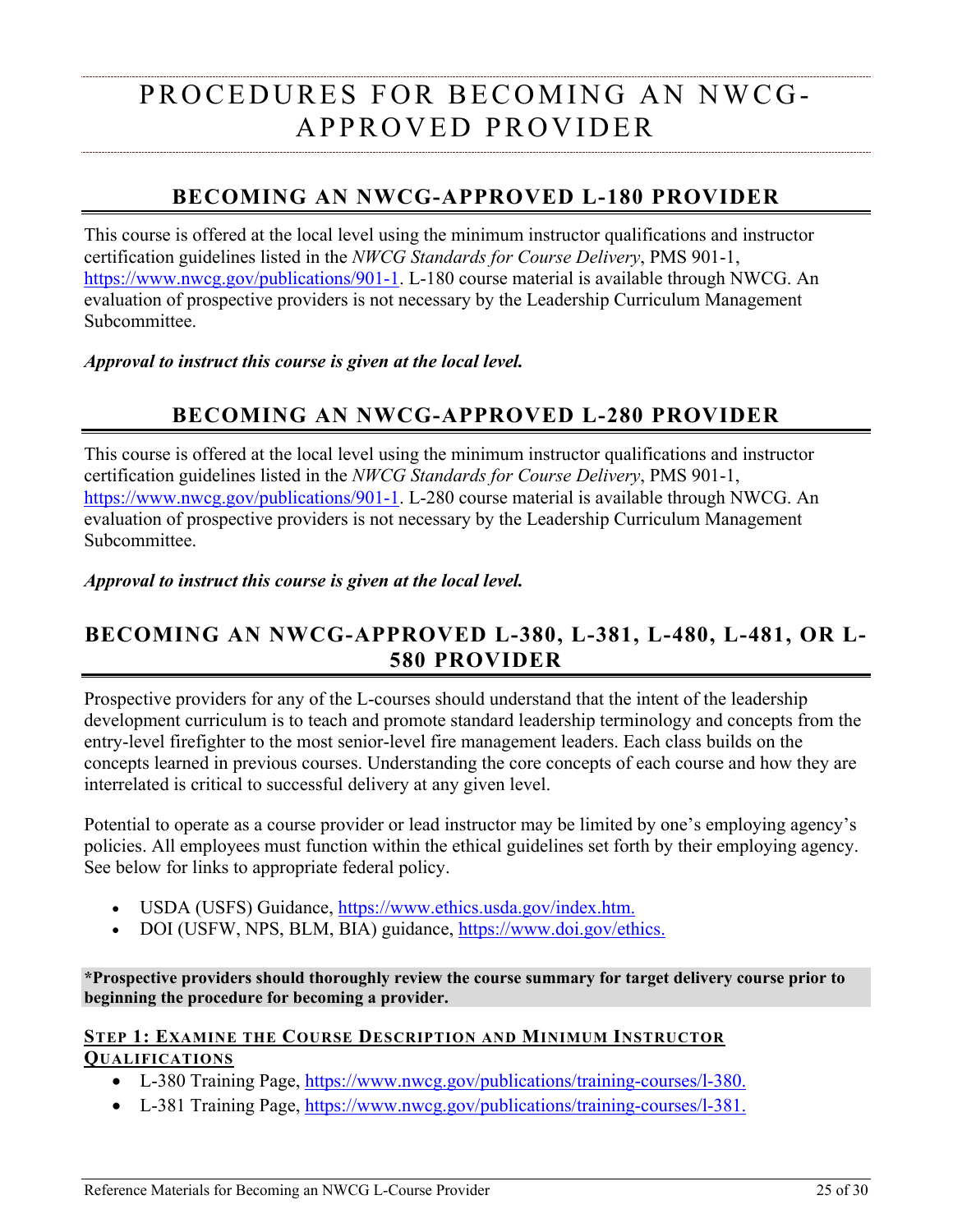# PROCEDURES FOR BECOMING AN NWCG-APPROVED PROVIDER

## BECOMING AN NWCG-APPROVED L-180 PROVIDER

This course is offered at the local level using the minimum instructor qualifications and instructor certification guidelines listed in the *NWCG Standards for Course Delivery*, PMS 901-1, https://www.nwcg.gov/publications/901-1. L-180 course material is available through NWCG. An evaluation of prospective providers is not necessary by the Leadership Curriculum Management Subcommittee.

***Approval to instruct this course is given at the local level.***

## BECOMING AN NWCG-APPROVED L-280 PROVIDER

This course is offered at the local level using the minimum instructor qualifications and instructor certification guidelines listed in the *NWCG Standards for Course Delivery*, PMS 901-1, https://www.nwcg.gov/publications/901-1. L-280 course material is available through NWCG. An evaluation of prospective providers is not necessary by the Leadership Curriculum Management Subcommittee.

***Approval to instruct this course is given at the local level.***

## BECOMING AN NWCG-APPROVED L-380, L-381, L-480, L-481, OR L-580 PROVIDER

Prospective providers for any of the L-courses should understand that the intent of the leadership development curriculum is to teach and promote standard leadership terminology and concepts from the entry-level firefighter to the most senior-level fire management leaders. Each class builds on the concepts learned in previous courses. Understanding the core concepts of each course and how they are interrelated is critical to successful delivery at any given level.

Potential to operate as a course provider or lead instructor may be limited by one's employing agency's policies. All employees must function within the ethical guidelines set forth by their employing agency. See below for links to appropriate federal policy.

- USDA (USFS) Guidance, https://www.ethics.usda.gov/index.htm.
- DOI (USFW, NPS, BLM, BIA) guidance, https://www.doi.gov/ethics.

**\*Prospective providers should thoroughly review the course summary for target delivery course prior to beginning the procedure for becoming a provider.**

### STEP 1: EXAMINE THE COURSE DESCRIPTION AND MINIMUM INSTRUCTOR QUALIFICATIONS

- L-380 Training Page, https://www.nwcg.gov/publications/training-courses/l-380.
- L-381 Training Page, https://www.nwcg.gov/publications/training-courses/l-381.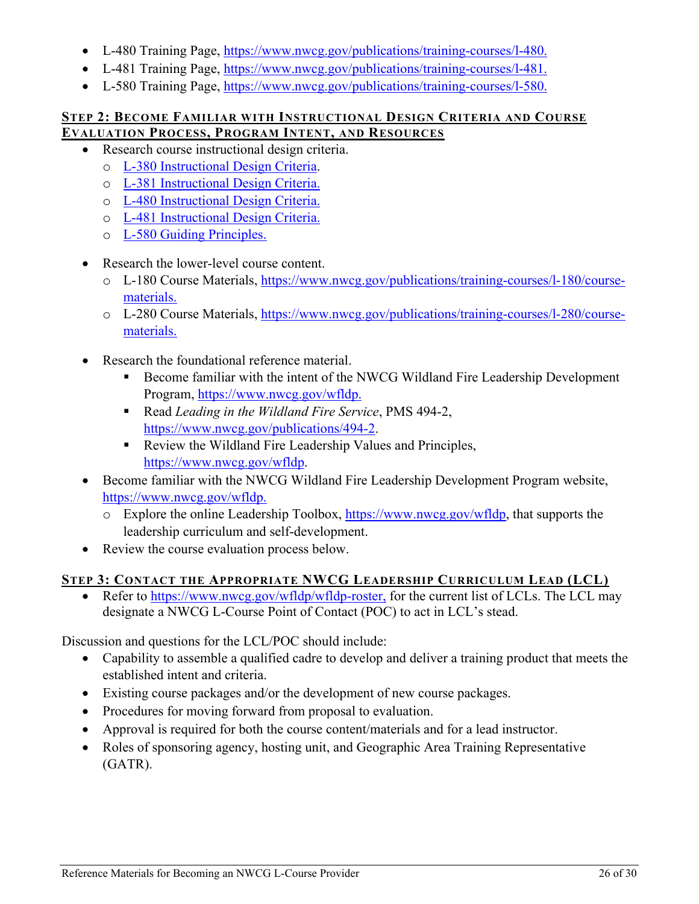- L-480 Training Page, https://www.nwcg.gov/publications/training-courses/l-480.
- L-481 Training Page, https://www.nwcg.gov/publications/training-courses/l-481.
- L-580 Training Page, https://www.nwcg.gov/publications/training-courses/l-580.

## Step 2: Become Familiar with Instructional Design Criteria and Course Evaluation Process, Program Intent, and Resources

- Research course instructional design criteria.
  - L-380 Instructional Design Criteria.
  - L-381 Instructional Design Criteria.
  - L-480 Instructional Design Criteria.
  - L-481 Instructional Design Criteria.
  - L-580 Guiding Principles.

- Research the lower-level course content.
  - L-180 Course Materials, https://www.nwcg.gov/publications/training-courses/l-180/course-materials.
  - L-280 Course Materials, https://www.nwcg.gov/publications/training-courses/l-280/course-materials.

- Research the foundational reference material.
  - Become familiar with the intent of the NWCG Wildland Fire Leadership Development Program, https://www.nwcg.gov/wfldp.
  - Read *Leading in the Wildland Fire Service*, PMS 494-2, https://www.nwcg.gov/publications/494-2.
  - Review the Wildland Fire Leadership Values and Principles, https://www.nwcg.gov/wfldp.
- Become familiar with the NWCG Wildland Fire Leadership Development Program website, https://www.nwcg.gov/wfldp.
  - Explore the online Leadership Toolbox, https://www.nwcg.gov/wfldp, that supports the leadership curriculum and self-development.
- Review the course evaluation process below.

## Step 3: Contact the Appropriate NWCG Leadership Curriculum Lead (LCL)

- Refer to https://www.nwcg.gov/wfldp/wfldp-roster, for the current list of LCLs. The LCL may designate a NWCG L-Course Point of Contact (POC) to act in LCL's stead.

Discussion and questions for the LCL/POC should include:

- Capability to assemble a qualified cadre to develop and deliver a training product that meets the established intent and criteria.
- Existing course packages and/or the development of new course packages.
- Procedures for moving forward from proposal to evaluation.
- Approval is required for both the course content/materials and for a lead instructor.
- Roles of sponsoring agency, hosting unit, and Geographic Area Training Representative (GATR).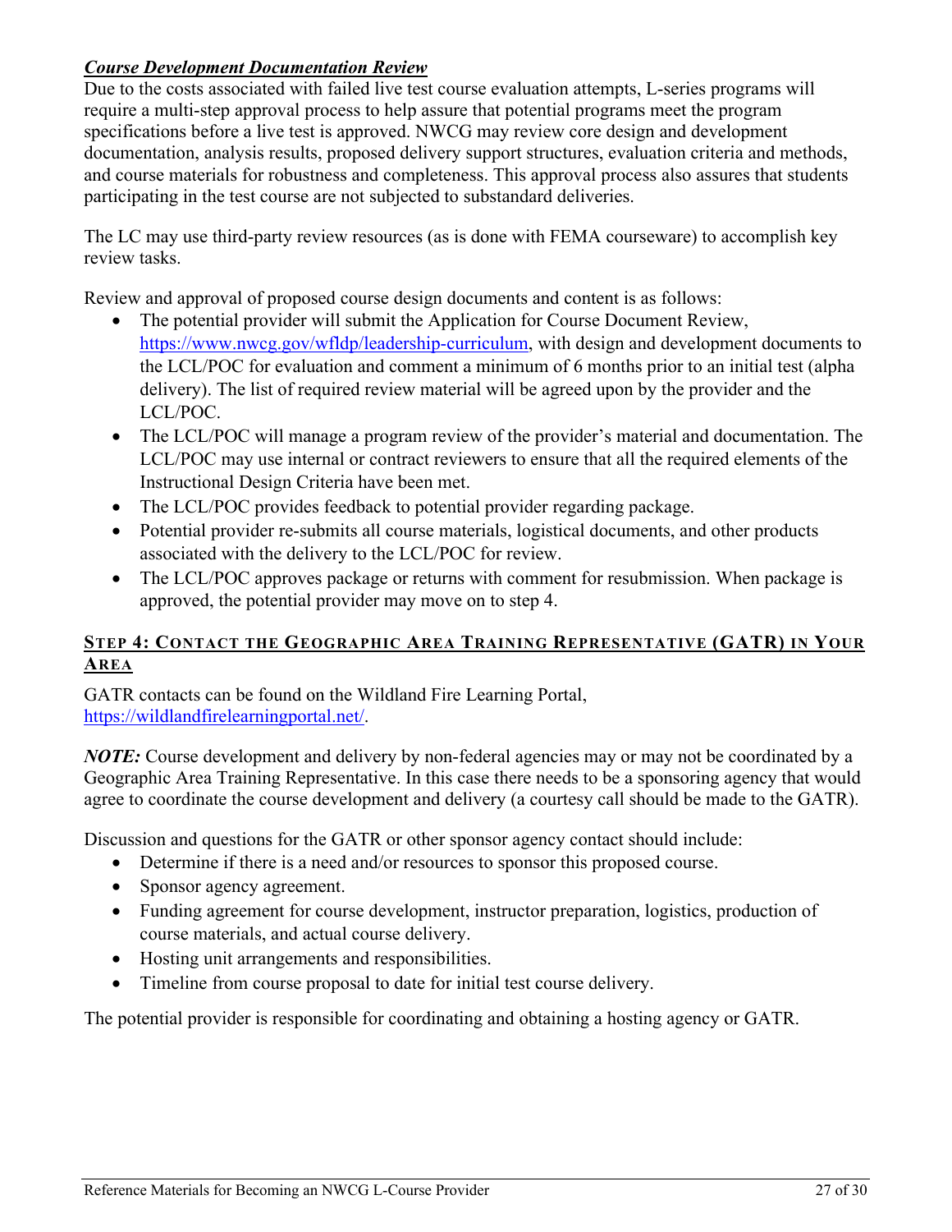***Course Development Documentation Review***

Due to the costs associated with failed live test course evaluation attempts, L-series programs will require a multi-step approval process to help assure that potential programs meet the program specifications before a live test is approved. NWCG may review core design and development documentation, analysis results, proposed delivery support structures, evaluation criteria and methods, and course materials for robustness and completeness. This approval process also assures that students participating in the test course are not subjected to substandard deliveries.

The LC may use third-party review resources (as is done with FEMA courseware) to accomplish key review tasks.

Review and approval of proposed course design documents and content is as follows:

- The potential provider will submit the Application for Course Document Review, https://www.nwcg.gov/wfldp/leadership-curriculum, with design and development documents to the LCL/POC for evaluation and comment a minimum of 6 months prior to an initial test (alpha delivery). The list of required review material will be agreed upon by the provider and the LCL/POC.
- The LCL/POC will manage a program review of the provider's material and documentation. The LCL/POC may use internal or contract reviewers to ensure that all the required elements of the Instructional Design Criteria have been met.
- The LCL/POC provides feedback to potential provider regarding package.
- Potential provider re-submits all course materials, logistical documents, and other products associated with the delivery to the LCL/POC for review.
- The LCL/POC approves package or returns with comment for resubmission. When package is approved, the potential provider may move on to step 4.

## STEP 4: CONTACT THE GEOGRAPHIC AREA TRAINING REPRESENTATIVE (GATR) IN YOUR AREA

GATR contacts can be found on the Wildland Fire Learning Portal, https://wildlandfirelearningportal.net/.

***NOTE:*** Course development and delivery by non-federal agencies may or may not be coordinated by a Geographic Area Training Representative. In this case there needs to be a sponsoring agency that would agree to coordinate the course development and delivery (a courtesy call should be made to the GATR).

Discussion and questions for the GATR or other sponsor agency contact should include:

- Determine if there is a need and/or resources to sponsor this proposed course.
- Sponsor agency agreement.
- Funding agreement for course development, instructor preparation, logistics, production of course materials, and actual course delivery.
- Hosting unit arrangements and responsibilities.
- Timeline from course proposal to date for initial test course delivery.

The potential provider is responsible for coordinating and obtaining a hosting agency or GATR.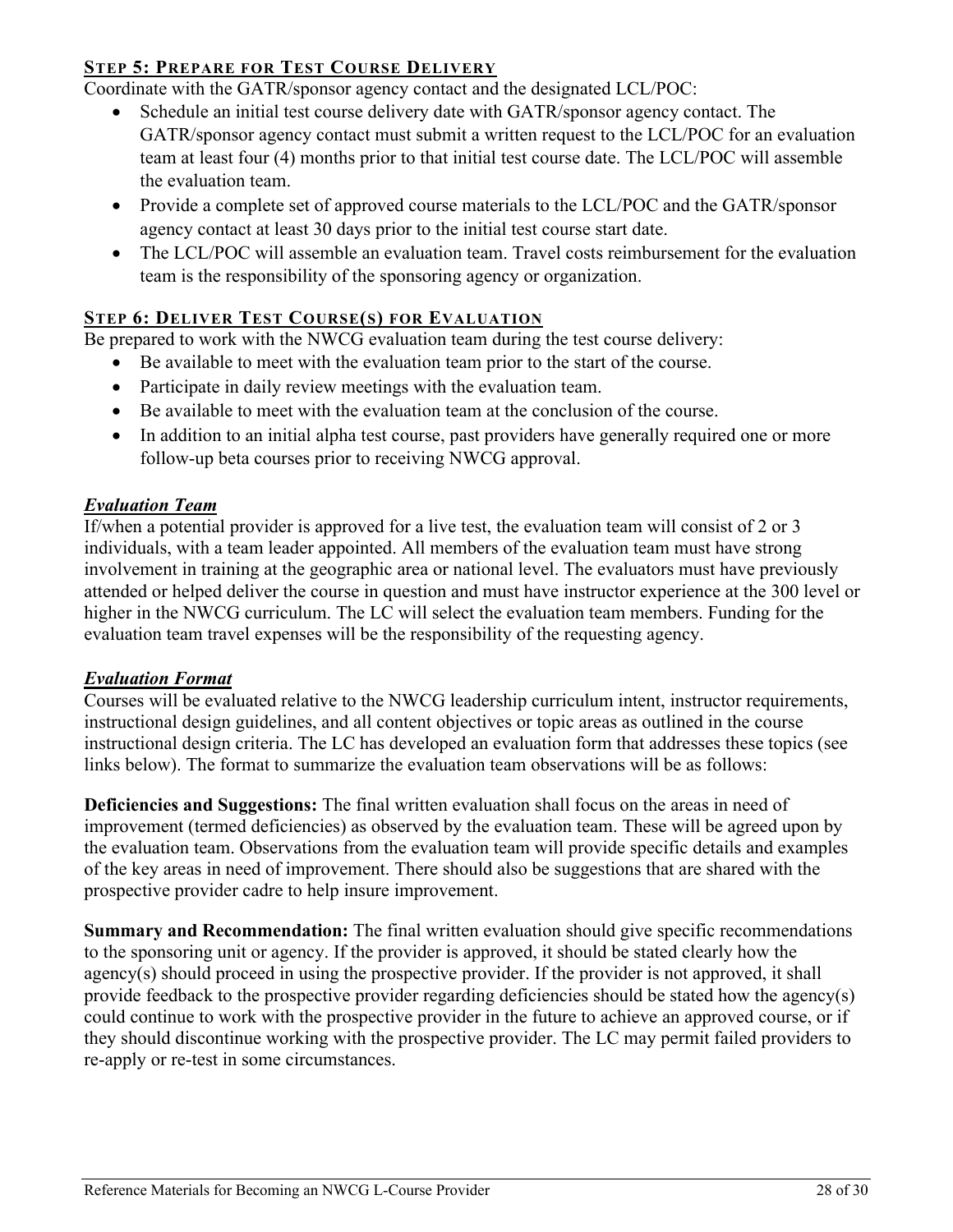### STEP 5: PREPARE FOR TEST COURSE DELIVERY

Coordinate with the GATR/sponsor agency contact and the designated LCL/POC:

- Schedule an initial test course delivery date with GATR/sponsor agency contact. The GATR/sponsor agency contact must submit a written request to the LCL/POC for an evaluation team at least four (4) months prior to that initial test course date. The LCL/POC will assemble the evaluation team.
- Provide a complete set of approved course materials to the LCL/POC and the GATR/sponsor agency contact at least 30 days prior to the initial test course start date.
- The LCL/POC will assemble an evaluation team. Travel costs reimbursement for the evaluation team is the responsibility of the sponsoring agency or organization.

### STEP 6: DELIVER TEST COURSE(S) FOR EVALUATION

Be prepared to work with the NWCG evaluation team during the test course delivery:

- Be available to meet with the evaluation team prior to the start of the course.
- Participate in daily review meetings with the evaluation team.
- Be available to meet with the evaluation team at the conclusion of the course.
- In addition to an initial alpha test course, past providers have generally required one or more follow-up beta courses prior to receiving NWCG approval.

***Evaluation Team***

If/when a potential provider is approved for a live test, the evaluation team will consist of 2 or 3 individuals, with a team leader appointed. All members of the evaluation team must have strong involvement in training at the geographic area or national level. The evaluators must have previously attended or helped deliver the course in question and must have instructor experience at the 300 level or higher in the NWCG curriculum. The LC will select the evaluation team members. Funding for the evaluation team travel expenses will be the responsibility of the requesting agency.

***Evaluation Format***

Courses will be evaluated relative to the NWCG leadership curriculum intent, instructor requirements, instructional design guidelines, and all content objectives or topic areas as outlined in the course instructional design criteria. The LC has developed an evaluation form that addresses these topics (see links below). The format to summarize the evaluation team observations will be as follows:

**Deficiencies and Suggestions:** The final written evaluation shall focus on the areas in need of improvement (termed deficiencies) as observed by the evaluation team. These will be agreed upon by the evaluation team. Observations from the evaluation team will provide specific details and examples of the key areas in need of improvement. There should also be suggestions that are shared with the prospective provider cadre to help insure improvement.

**Summary and Recommendation:** The final written evaluation should give specific recommendations to the sponsoring unit or agency. If the provider is approved, it should be stated clearly how the agency(s) should proceed in using the prospective provider. If the provider is not approved, it shall provide feedback to the prospective provider regarding deficiencies should be stated how the agency(s) could continue to work with the prospective provider in the future to achieve an approved course, or if they should discontinue working with the prospective provider. The LC may permit failed providers to re-apply or re-test in some circumstances.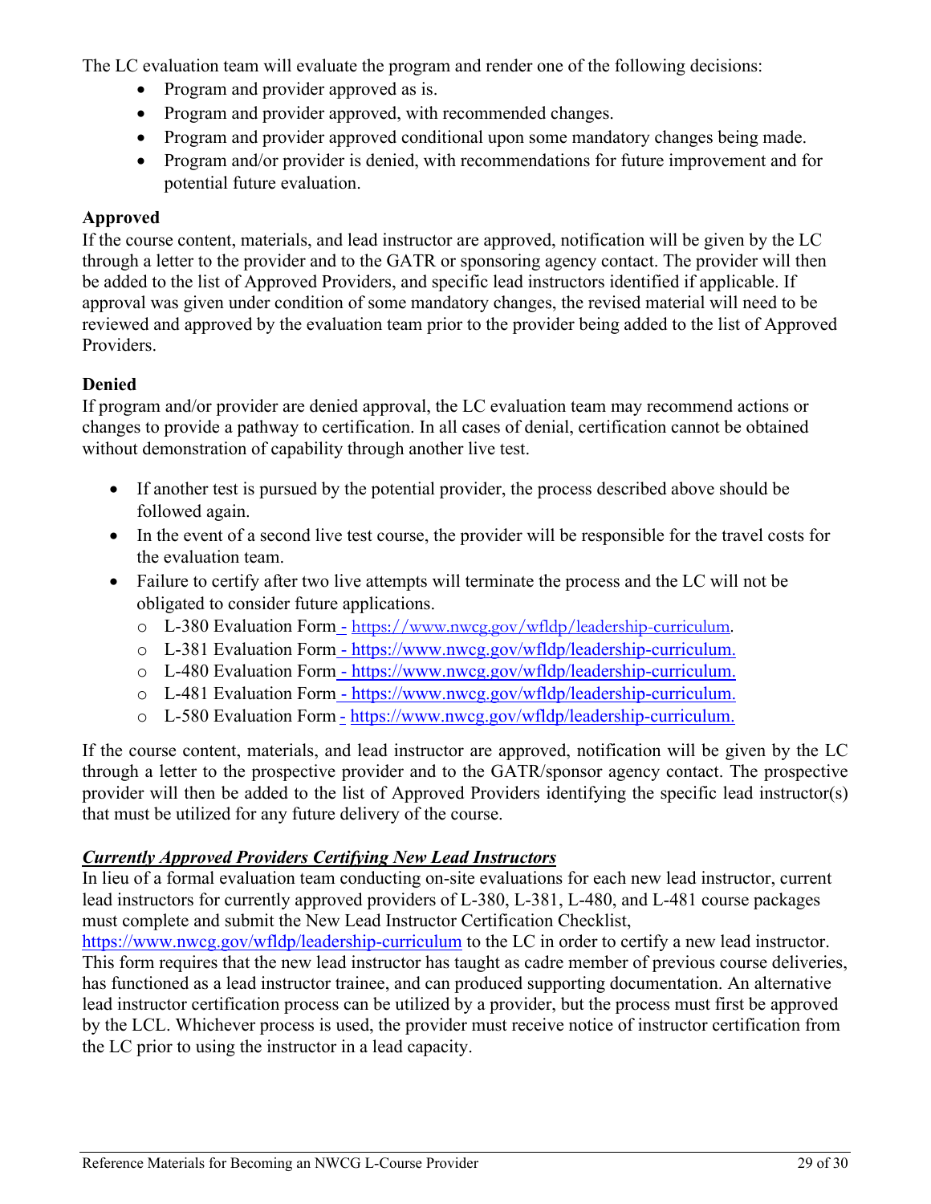The LC evaluation team will evaluate the program and render one of the following decisions:

- Program and provider approved as is.
- Program and provider approved, with recommended changes.
- Program and provider approved conditional upon some mandatory changes being made.
- Program and/or provider is denied, with recommendations for future improvement and for potential future evaluation.

**Approved**

If the course content, materials, and lead instructor are approved, notification will be given by the LC through a letter to the provider and to the GATR or sponsoring agency contact. The provider will then be added to the list of Approved Providers, and specific lead instructors identified if applicable. If approval was given under condition of some mandatory changes, the revised material will need to be reviewed and approved by the evaluation team prior to the provider being added to the list of Approved Providers.

**Denied**

If program and/or provider are denied approval, the LC evaluation team may recommend actions or changes to provide a pathway to certification. In all cases of denial, certification cannot be obtained without demonstration of capability through another live test.

- If another test is pursued by the potential provider, the process described above should be followed again.
- In the event of a second live test course, the provider will be responsible for the travel costs for the evaluation team.
- Failure to certify after two live attempts will terminate the process and the LC will not be obligated to consider future applications.
    - L-380 Evaluation Form - https://www.nwcg.gov/wfldp/leadership-curriculum.
    - L-381 Evaluation Form - https://www.nwcg.gov/wfldp/leadership-curriculum.
    - L-480 Evaluation Form - https://www.nwcg.gov/wfldp/leadership-curriculum.
    - L-481 Evaluation Form - https://www.nwcg.gov/wfldp/leadership-curriculum.
    - L-580 Evaluation Form - https://www.nwcg.gov/wfldp/leadership-curriculum.

If the course content, materials, and lead instructor are approved, notification will be given by the LC through a letter to the prospective provider and to the GATR/sponsor agency contact. The prospective provider will then be added to the list of Approved Providers identifying the specific lead instructor(s) that must be utilized for any future delivery of the course.

***Currently Approved Providers Certifying New Lead Instructors***

In lieu of a formal evaluation team conducting on-site evaluations for each new lead instructor, current lead instructors for currently approved providers of L-380, L-381, L-480, and L-481 course packages must complete and submit the New Lead Instructor Certification Checklist, https://www.nwcg.gov/wfldp/leadership-curriculum to the LC in order to certify a new lead instructor. This form requires that the new lead instructor has taught as cadre member of previous course deliveries, has functioned as a lead instructor trainee, and can produced supporting documentation. An alternative lead instructor certification process can be utilized by a provider, but the process must first be approved by the LCL. Whichever process is used, the provider must receive notice of instructor certification from the LC prior to using the instructor in a lead capacity.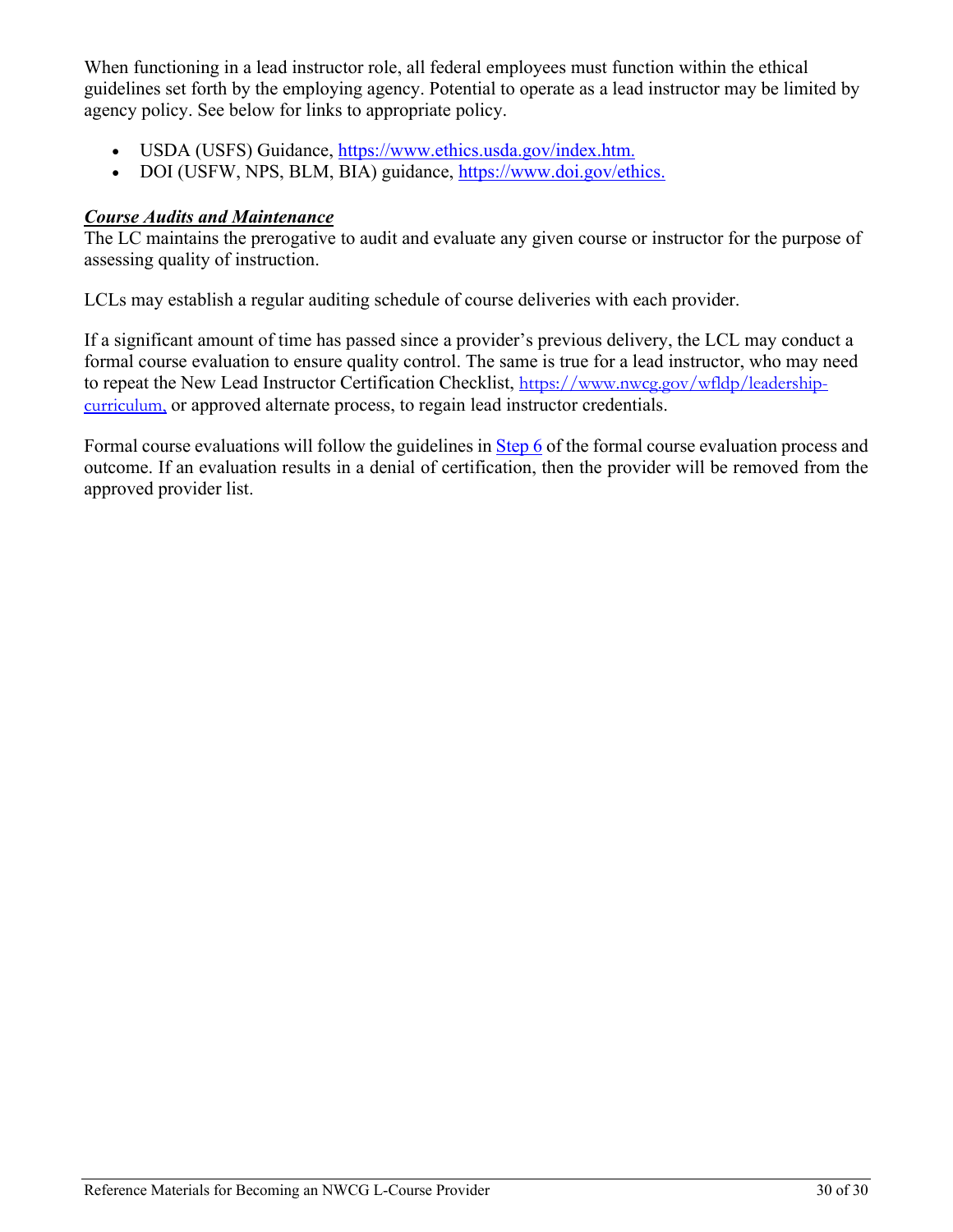When functioning in a lead instructor role, all federal employees must function within the ethical guidelines set forth by the employing agency. Potential to operate as a lead instructor may be limited by agency policy. See below for links to appropriate policy.

- USDA (USFS) Guidance, https://www.ethics.usda.gov/index.htm.
- DOI (USFW, NPS, BLM, BIA) guidance, https://www.doi.gov/ethics.

***Course Audits and Maintenance***

The LC maintains the prerogative to audit and evaluate any given course or instructor for the purpose of assessing quality of instruction.

LCLs may establish a regular auditing schedule of course deliveries with each provider.

If a significant amount of time has passed since a provider's previous delivery, the LCL may conduct a formal course evaluation to ensure quality control. The same is true for a lead instructor, who may need to repeat the New Lead Instructor Certification Checklist, https://www.nwcg.gov/wfldp/leadership-curriculum, or approved alternate process, to regain lead instructor credentials.

Formal course evaluations will follow the guidelines in Step 6 of the formal course evaluation process and outcome. If an evaluation results in a denial of certification, then the provider will be removed from the approved provider list.